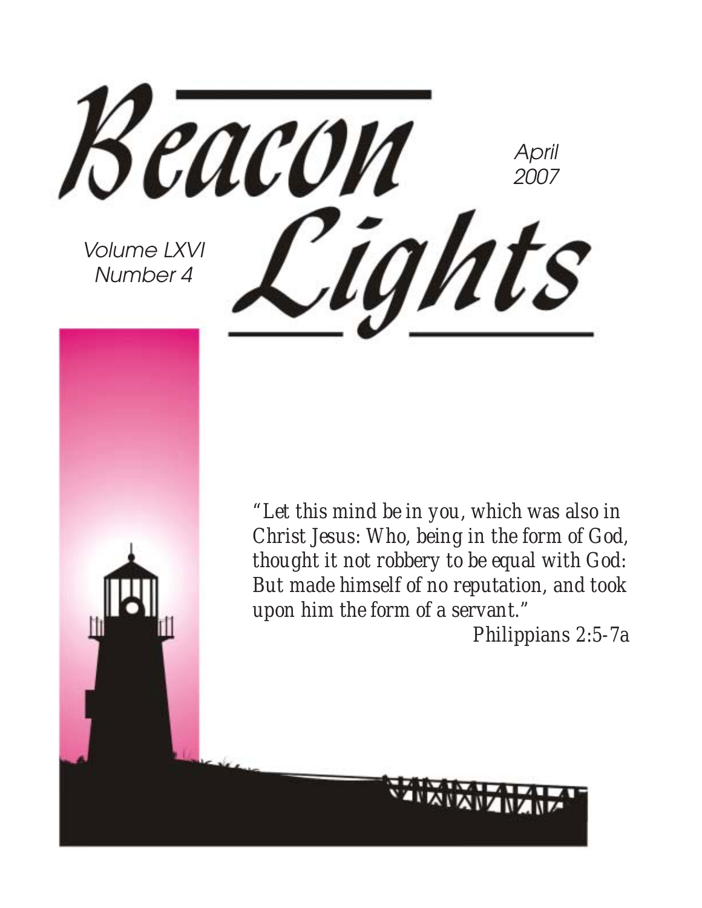# Beacon Lights

April 2007

Volume LXVI
Number 4

*"Let this mind be in you, which was also in Christ Jesus: Who, being in the form of God, thought it not robbery to be equal with God: But made himself of no reputation, and took upon him the form of a servant."*

Philippians 2:5-7a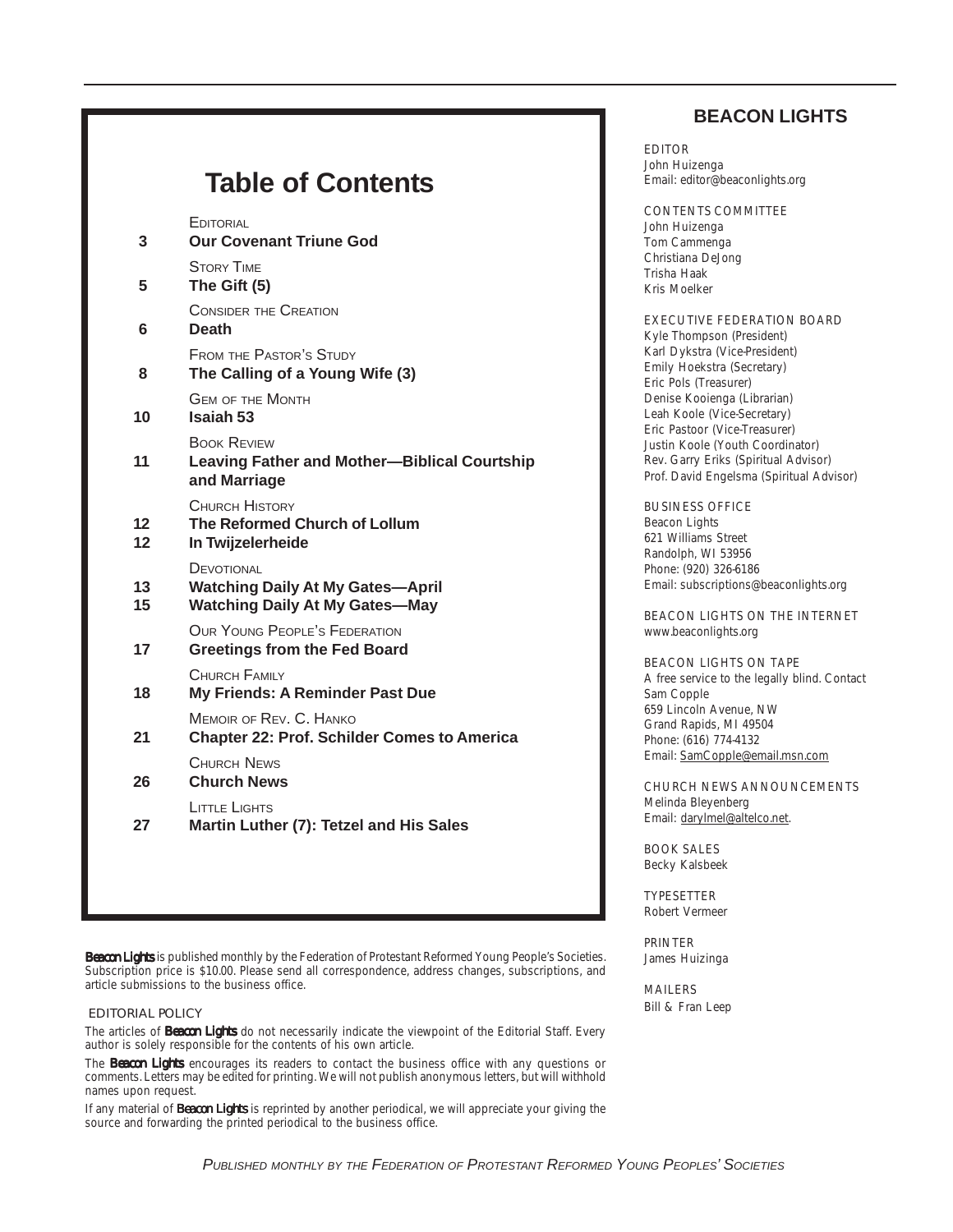# Table of Contents

EDITORIAL
3 **Our Covenant Triune God**

STORY TIME
5 **The Gift (5)**

CONSIDER THE CREATION
6 **Death**

FROM THE PASTOR'S STUDY
8 **The Calling of a Young Wife (3)**

GEM OF THE MONTH
10 **Isaiah 53**

BOOK REVIEW
11 **Leaving Father and Mother—Biblical Courtship and Marriage**

CHURCH HISTORY
12 **The Reformed Church of Lollum**
12 **In Twijzelerheide**

DEVOTIONAL
13 **Watching Daily At My Gates—April**
15 **Watching Daily At My Gates—May**

OUR YOUNG PEOPLE'S FEDERATION
17 **Greetings from the Fed Board**

CHURCH FAMILY
18 **My Friends: A Reminder Past Due**

MEMOIR OF REV. C. HANKO
21 **Chapter 22: Prof. Schilder Comes to America**

CHURCH NEWS
26 **Church News**

LITTLE LIGHTS
27 **Martin Luther (7): Tetzel and His Sales**

*Beacon Lights* is published monthly by the Federation of Protestant Reformed Young People's Societies. Subscription price is $10.00. Please send all correspondence, address changes, subscriptions, and article submissions to the business office.

EDITORIAL POLICY

The articles of *Beacon Lights* do not necessarily indicate the viewpoint of the Editorial Staff. Every author is solely responsible for the contents of his own article.

The *Beacon Lights* encourages its readers to contact the business office with any questions or comments. Letters may be edited for printing. We will not publish anonymous letters, but will withhold names upon request.

If any material of *Beacon Lights* is reprinted by another periodical, we will appreciate your giving the source and forwarding the printed periodical to the business office.

## BEACON LIGHTS

EDITOR
John Huizenga
Email: editor@beaconlights.org

CONTENTS COMMITTEE
John Huizenga
Tom Cammenga
Christiana DeJong
Trisha Haak
Kris Moelker

EXECUTIVE FEDERATION BOARD
Kyle Thompson (President)
Karl Dykstra (Vice-President)
Emily Hoekstra (Secretary)
Eric Pols (Treasurer)
Denise Kooienga (Librarian)
Leah Koole (Vice-Secretary)
Eric Pastoor (Vice-Treasurer)
Justin Koole (Youth Coordinator)
Rev. Garry Eriks (Spiritual Advisor)
Prof. David Engelsma (Spiritual Advisor)

BUSINESS OFFICE
Beacon Lights
621 Williams Street
Randolph, WI 53956
Phone: (920) 326-6186
Email: subscriptions@beaconlights.org

BEACON LIGHTS ON THE INTERNET
www.beaconlights.org

BEACON LIGHTS ON TAPE
A free service to the legally blind. Contact
Sam Copple
659 Lincoln Avenue, NW
Grand Rapids, MI 49504
Phone: (616) 774-4132
Email: SamCopple@email.msn.com

CHURCH NEWS ANNOUNCEMENTS
Melinda Bleyenberg
Email: darylmel@altelco.net.

BOOK SALES
Becky Kalsbeek

TYPESETTER
Robert Vermeer

PRINTER
James Huizinga

MAILERS
Bill & Fran Leep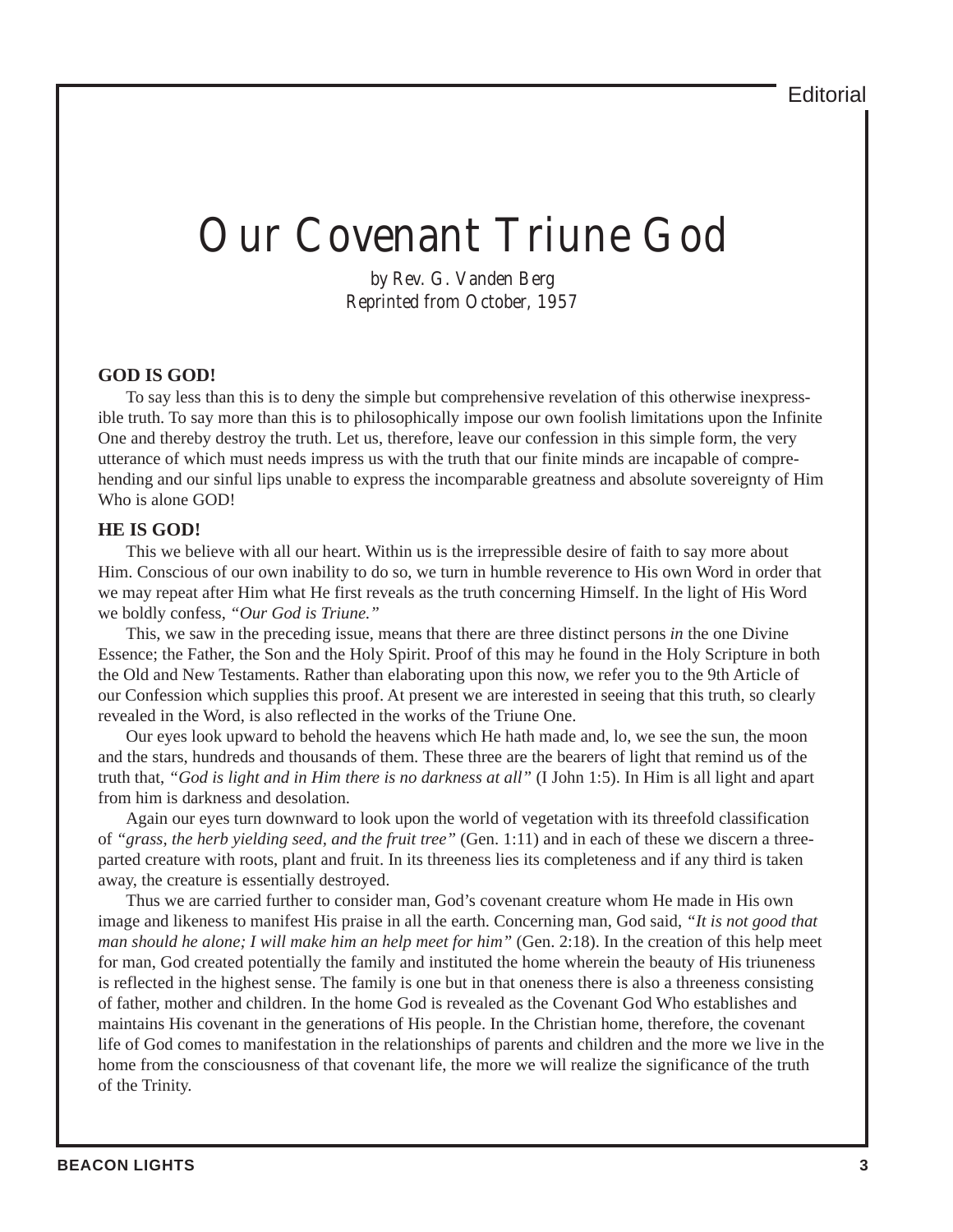Editorial

# Our Covenant Triune God

*by Rev. G. Vanden Berg*
*Reprinted from October, 1957*

**GOD IS GOD!**

To say less than this is to deny the simple but comprehensive revelation of this otherwise inexpressible truth. To say more than this is to philosophically impose our own foolish limitations upon the Infinite One and thereby destroy the truth. Let us, therefore, leave our confession in this simple form, the very utterance of which must needs impress us with the truth that our finite minds are incapable of comprehending and our sinful lips unable to express the incomparable greatness and absolute sovereignty of Him Who is alone GOD!

**HE IS GOD!**

This we believe with all our heart. Within us is the irrepressible desire of faith to say more about Him. Conscious of our own inability to do so, we turn in humble reverence to His own Word in order that we may repeat after Him what He first reveals as the truth concerning Himself. In the light of His Word we boldly confess, *"Our God is Triune."*

This, we saw in the preceding issue, means that there are three distinct persons *in* the one Divine Essence; the Father, the Son and the Holy Spirit. Proof of this may he found in the Holy Scripture in both the Old and New Testaments. Rather than elaborating upon this now, we refer you to the 9th Article of our Confession which supplies this proof. At present we are interested in seeing that this truth, so clearly revealed in the Word, is also reflected in the works of the Triune One.

Our eyes look upward to behold the heavens which He hath made and, lo, we see the sun, the moon and the stars, hundreds and thousands of them. These three are the bearers of light that remind us of the truth that, *"God is light and in Him there is no darkness at all"* (I John 1:5). In Him is all light and apart from him is darkness and desolation.

Again our eyes turn downward to look upon the world of vegetation with its threefold classification of *"grass, the herb yielding seed, and the fruit tree"* (Gen. 1:11) and in each of these we discern a three-parted creature with roots, plant and fruit. In its threeness lies its completeness and if any third is taken away, the creature is essentially destroyed.

Thus we are carried further to consider man, God's covenant creature whom He made in His own image and likeness to manifest His praise in all the earth. Concerning man, God said, *"It is not good that man should he alone; I will make him an help meet for him"* (Gen. 2:18). In the creation of this help meet for man, God created potentially the family and instituted the home wherein the beauty of His triuneness is reflected in the highest sense. The family is one but in that oneness there is also a threeness consisting of father, mother and children. In the home God is revealed as the Covenant God Who establishes and maintains His covenant in the generations of His people. In the Christian home, therefore, the covenant life of God comes to manifestation in the relationships of parents and children and the more we live in the home from the consciousness of that covenant life, the more we will realize the significance of the truth of the Trinity.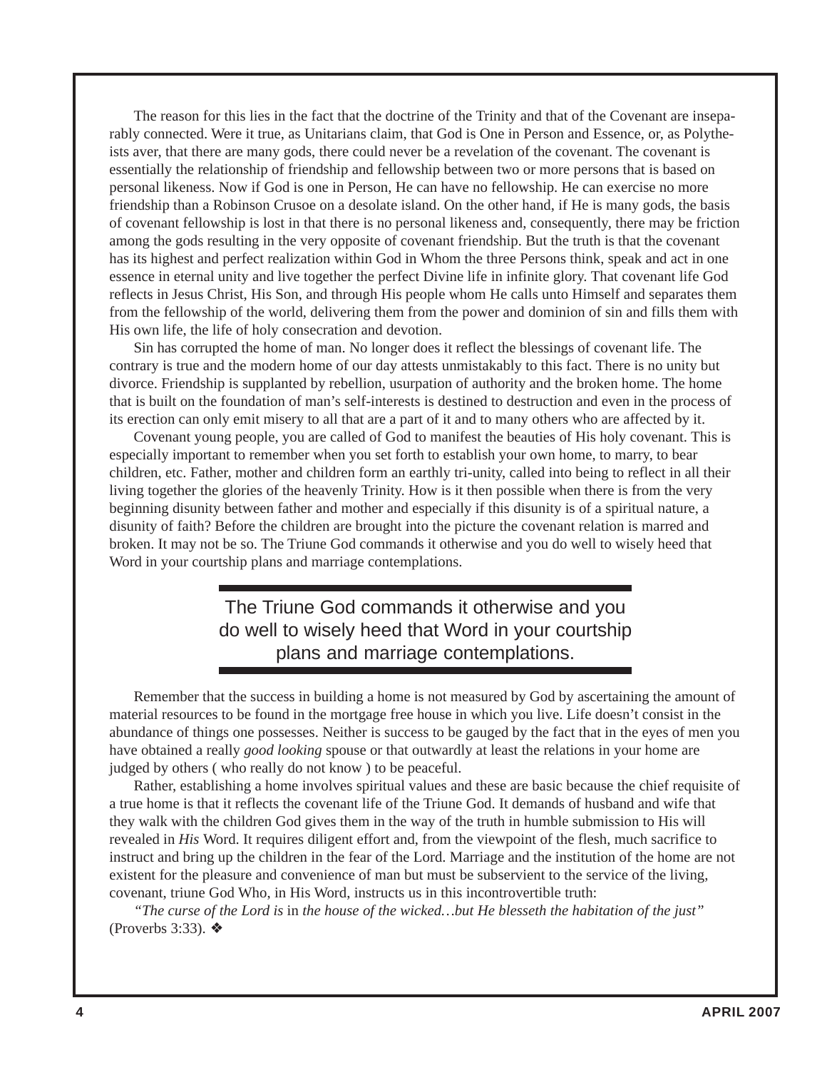The reason for this lies in the fact that the doctrine of the Trinity and that of the Covenant are inseparably connected. Were it true, as Unitarians claim, that God is One in Person and Essence, or, as Polytheists aver, that there are many gods, there could never be a revelation of the covenant. The covenant is essentially the relationship of friendship and fellowship between two or more persons that is based on personal likeness. Now if God is one in Person, He can have no fellowship. He can exercise no more friendship than a Robinson Crusoe on a desolate island. On the other hand, if He is many gods, the basis of covenant fellowship is lost in that there is no personal likeness and, consequently, there may be friction among the gods resulting in the very opposite of covenant friendship. But the truth is that the covenant has its highest and perfect realization within God in Whom the three Persons think, speak and act in one essence in eternal unity and live together the perfect Divine life in infinite glory. That covenant life God reflects in Jesus Christ, His Son, and through His people whom He calls unto Himself and separates them from the fellowship of the world, delivering them from the power and dominion of sin and fills them with His own life, the life of holy consecration and devotion.

Sin has corrupted the home of man. No longer does it reflect the blessings of covenant life. The contrary is true and the modern home of our day attests unmistakably to this fact. There is no unity but divorce. Friendship is supplanted by rebellion, usurpation of authority and the broken home. The home that is built on the foundation of man's self-interests is destined to destruction and even in the process of its erection can only emit misery to all that are a part of it and to many others who are affected by it.

Covenant young people, you are called of God to manifest the beauties of His holy covenant. This is especially important to remember when you set forth to establish your own home, to marry, to bear children, etc. Father, mother and children form an earthly tri-unity, called into being to reflect in all their living together the glories of the heavenly Trinity. How is it then possible when there is from the very beginning disunity between father and mother and especially if this disunity is of a spiritual nature, a disunity of faith? Before the children are brought into the picture the covenant relation is marred and broken. It may not be so. The Triune God commands it otherwise and you do well to wisely heed that Word in your courtship plans and marriage contemplations.

> The Triune God commands it otherwise and you do well to wisely heed that Word in your courtship plans and marriage contemplations.

Remember that the success in building a home is not measured by God by ascertaining the amount of material resources to be found in the mortgage free house in which you live. Life doesn't consist in the abundance of things one possesses. Neither is success to be gauged by the fact that in the eyes of men you have obtained a really *good looking* spouse or that outwardly at least the relations in your home are judged by others ( who really do not know ) to be peaceful.

Rather, establishing a home involves spiritual values and these are basic because the chief requisite of a true home is that it reflects the covenant life of the Triune God. It demands of husband and wife that they walk with the children God gives them in the way of the truth in humble submission to His will revealed in *His* Word. It requires diligent effort and, from the viewpoint of the flesh, much sacrifice to instruct and bring up the children in the fear of the Lord. Marriage and the institution of the home are not existent for the pleasure and convenience of man but must be subservient to the service of the living, covenant, triune God Who, in His Word, instructs us in this incontrovertible truth:

*"The curse of the Lord is* in *the house of the wicked…but He blesseth the habitation of the just"* (Proverbs 3:33). ❖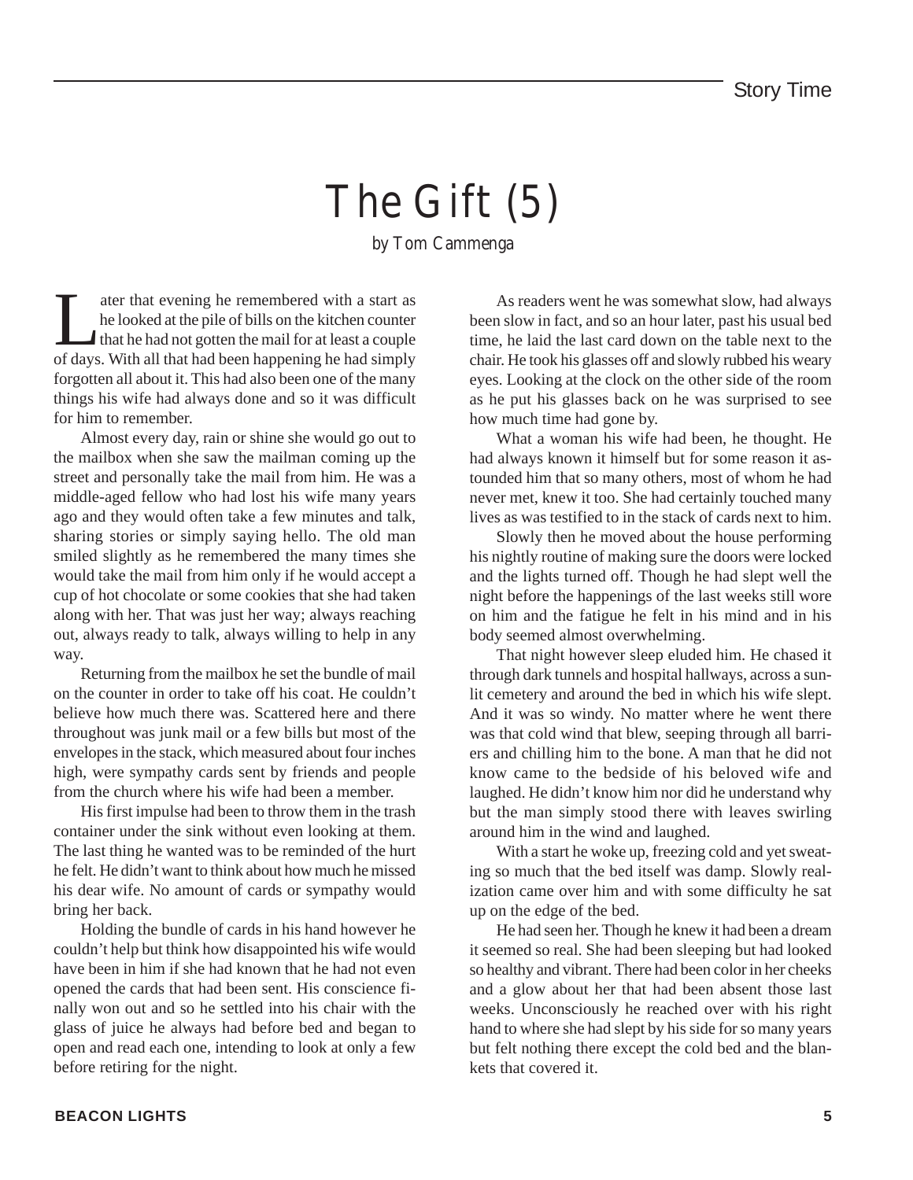# The Gift (5)

*by Tom Cammenga*

Later that evening he remembered with a start as he looked at the pile of bills on the kitchen counter that he had not gotten the mail for at least a couple of days. With all that had been happening he had simply forgotten all about it. This had also been one of the many things his wife had always done and so it was difficult for him to remember.

Almost every day, rain or shine she would go out to the mailbox when she saw the mailman coming up the street and personally take the mail from him. He was a middle-aged fellow who had lost his wife many years ago and they would often take a few minutes and talk, sharing stories or simply saying hello. The old man smiled slightly as he remembered the many times she would take the mail from him only if he would accept a cup of hot chocolate or some cookies that she had taken along with her. That was just her way; always reaching out, always ready to talk, always willing to help in any way.

Returning from the mailbox he set the bundle of mail on the counter in order to take off his coat. He couldn't believe how much there was. Scattered here and there throughout was junk mail or a few bills but most of the envelopes in the stack, which measured about four inches high, were sympathy cards sent by friends and people from the church where his wife had been a member.

His first impulse had been to throw them in the trash container under the sink without even looking at them. The last thing he wanted was to be reminded of the hurt he felt. He didn't want to think about how much he missed his dear wife. No amount of cards or sympathy would bring her back.

Holding the bundle of cards in his hand however he couldn't help but think how disappointed his wife would have been in him if she had known that he had not even opened the cards that had been sent. His conscience finally won out and so he settled into his chair with the glass of juice he always had before bed and began to open and read each one, intending to look at only a few before retiring for the night.

As readers went he was somewhat slow, had always been slow in fact, and so an hour later, past his usual bed time, he laid the last card down on the table next to the chair. He took his glasses off and slowly rubbed his weary eyes. Looking at the clock on the other side of the room as he put his glasses back on he was surprised to see how much time had gone by.

What a woman his wife had been, he thought. He had always known it himself but for some reason it astounded him that so many others, most of whom he had never met, knew it too. She had certainly touched many lives as was testified to in the stack of cards next to him.

Slowly then he moved about the house performing his nightly routine of making sure the doors were locked and the lights turned off. Though he had slept well the night before the happenings of the last weeks still wore on him and the fatigue he felt in his mind and in his body seemed almost overwhelming.

That night however sleep eluded him. He chased it through dark tunnels and hospital hallways, across a sunlit cemetery and around the bed in which his wife slept. And it was so windy. No matter where he went there was that cold wind that blew, seeping through all barriers and chilling him to the bone. A man that he did not know came to the bedside of his beloved wife and laughed. He didn't know him nor did he understand why but the man simply stood there with leaves swirling around him in the wind and laughed.

With a start he woke up, freezing cold and yet sweating so much that the bed itself was damp. Slowly realization came over him and with some difficulty he sat up on the edge of the bed.

He had seen her. Though he knew it had been a dream it seemed so real. She had been sleeping but had looked so healthy and vibrant. There had been color in her cheeks and a glow about her that had been absent those last weeks. Unconsciously he reached over with his right hand to where she had slept by his side for so many years but felt nothing there except the cold bed and the blankets that covered it.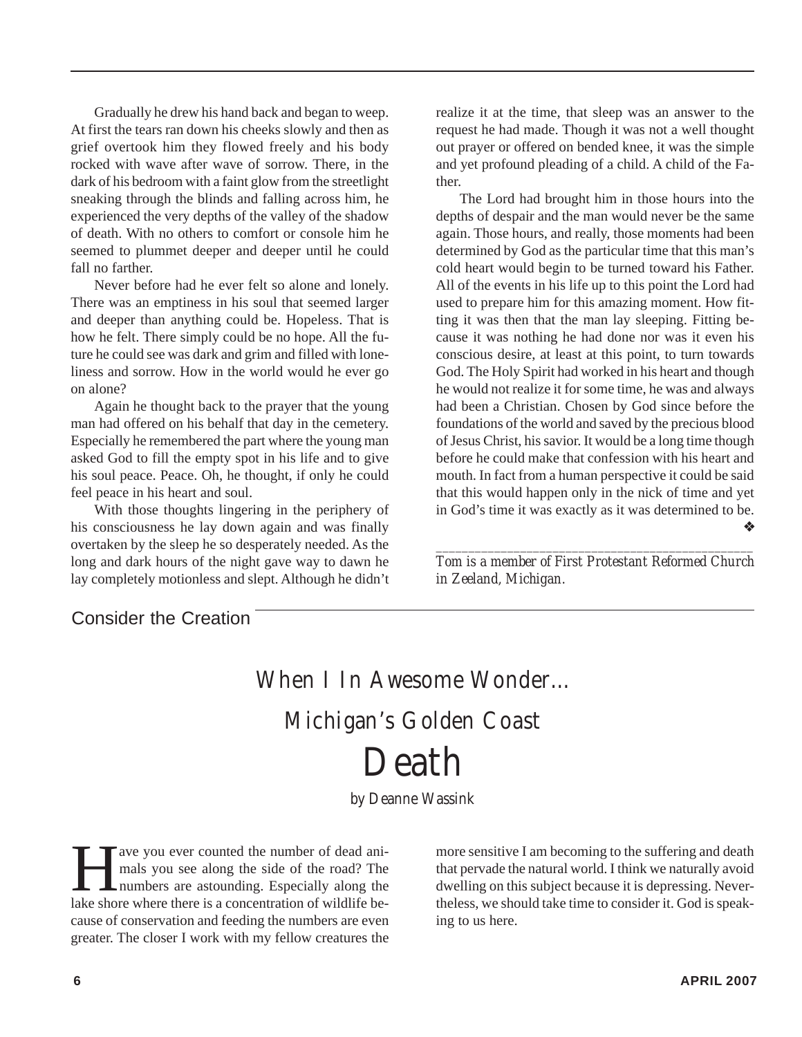Gradually he drew his hand back and began to weep. At first the tears ran down his cheeks slowly and then as grief overtook him they flowed freely and his body rocked with wave after wave of sorrow. There, in the dark of his bedroom with a faint glow from the streetlight sneaking through the blinds and falling across him, he experienced the very depths of the valley of the shadow of death. With no others to comfort or console him he seemed to plummet deeper and deeper until he could fall no farther.

Never before had he ever felt so alone and lonely. There was an emptiness in his soul that seemed larger and deeper than anything could be. Hopeless. That is how he felt. There simply could be no hope. All the future he could see was dark and grim and filled with loneliness and sorrow. How in the world would he ever go on alone?

Again he thought back to the prayer that the young man had offered on his behalf that day in the cemetery. Especially he remembered the part where the young man asked God to fill the empty spot in his life and to give his soul peace. Peace. Oh, he thought, if only he could feel peace in his heart and soul.

With those thoughts lingering in the periphery of his consciousness he lay down again and was finally overtaken by the sleep he so desperately needed. As the long and dark hours of the night gave way to dawn he lay completely motionless and slept. Although he didn't realize it at the time, that sleep was an answer to the request he had made. Though it was not a well thought out prayer or offered on bended knee, it was the simple and yet profound pleading of a child. A child of the Father.

The Lord had brought him in those hours into the depths of despair and the man would never be the same again. Those hours, and really, those moments had been determined by God as the particular time that this man's cold heart would begin to be turned toward his Father. All of the events in his life up to this point the Lord had used to prepare him for this amazing moment. How fitting it was then that the man lay sleeping. Fitting because it was nothing he had done nor was it even his conscious desire, at least at this point, to turn towards God. The Holy Spirit had worked in his heart and though he would not realize it for some time, he was and always had been a Christian. Chosen by God since before the foundations of the world and saved by the precious blood of Jesus Christ, his savior. It would be a long time though before he could make that confession with his heart and mouth. In fact from a human perspective it could be said that this would happen only in the nick of time and yet in God's time it was exactly as it was determined to be. ❖

---

*Tom is a member of First Protestant Reformed Church in Zeeland, Michigan.*

Consider the Creation

## When I In Awesome Wonder…

## Michigan's Golden Coast

# Death

*by Deanne Wassink*

Have you ever counted the number of dead animals you see along the side of the road? The numbers are astounding. Especially along the lake shore where there is a concentration of wildlife because of conservation and feeding the numbers are even greater. The closer I work with my fellow creatures the more sensitive I am becoming to the suffering and death that pervade the natural world. I think we naturally avoid dwelling on this subject because it is depressing. Nevertheless, we should take time to consider it. God is speaking to us here.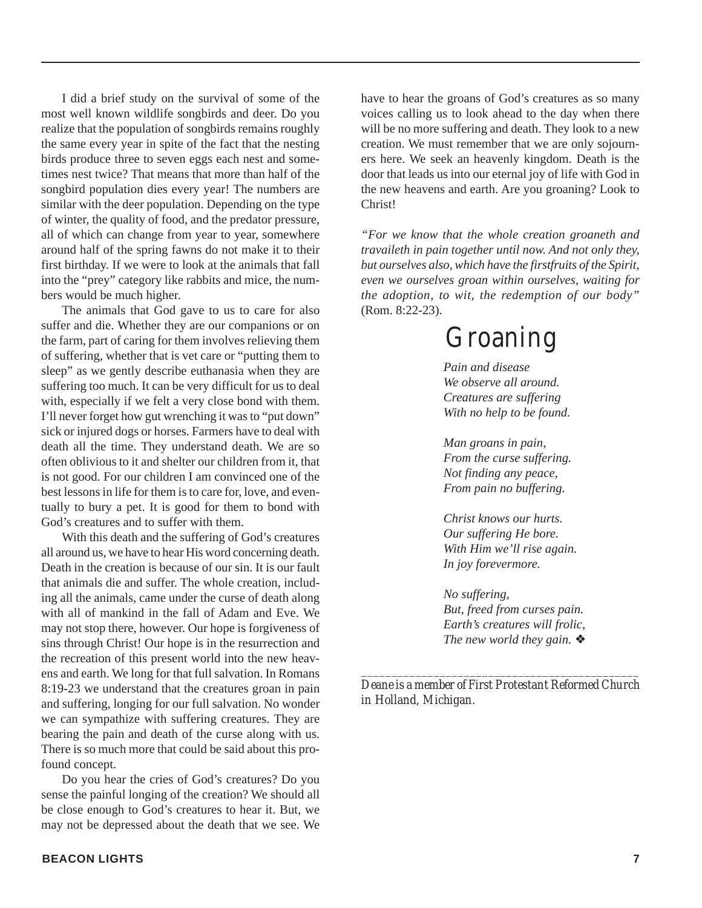I did a brief study on the survival of some of the most well known wildlife songbirds and deer. Do you realize that the population of songbirds remains roughly the same every year in spite of the fact that the nesting birds produce three to seven eggs each nest and sometimes nest twice? That means that more than half of the songbird population dies every year! The numbers are similar with the deer population. Depending on the type of winter, the quality of food, and the predator pressure, all of which can change from year to year, somewhere around half of the spring fawns do not make it to their first birthday. If we were to look at the animals that fall into the "prey" category like rabbits and mice, the numbers would be much higher.

The animals that God gave to us to care for also suffer and die. Whether they are our companions or on the farm, part of caring for them involves relieving them of suffering, whether that is vet care or "putting them to sleep" as we gently describe euthanasia when they are suffering too much. It can be very difficult for us to deal with, especially if we felt a very close bond with them. I'll never forget how gut wrenching it was to "put down" sick or injured dogs or horses. Farmers have to deal with death all the time. They understand death. We are so often oblivious to it and shelter our children from it, that is not good. For our children I am convinced one of the best lessons in life for them is to care for, love, and eventually to bury a pet. It is good for them to bond with God's creatures and to suffer with them.

With this death and the suffering of God's creatures all around us, we have to hear His word concerning death. Death in the creation is because of our sin. It is our fault that animals die and suffer. The whole creation, including all the animals, came under the curse of death along with all of mankind in the fall of Adam and Eve. We may not stop there, however. Our hope is forgiveness of sins through Christ! Our hope is in the resurrection and the recreation of this present world into the new heavens and earth. We long for that full salvation. In Romans 8:19-23 we understand that the creatures groan in pain and suffering, longing for our full salvation. No wonder we can sympathize with suffering creatures. They are bearing the pain and death of the curse along with us. There is so much more that could be said about this profound concept.

Do you hear the cries of God's creatures? Do you sense the painful longing of the creation? We should all be close enough to God's creatures to hear it. But, we may not be depressed about the death that we see. We have to hear the groans of God's creatures as so many voices calling us to look ahead to the day when there will be no more suffering and death. They look to a new creation. We must remember that we are only sojourners here. We seek an heavenly kingdom. Death is the door that leads us into our eternal joy of life with God in the new heavens and earth. Are you groaning? Look to Christ!

*"For we know that the whole creation groaneth and travaileth in pain together until now. And not only they, but ourselves also, which have the firstfruits of the Spirit, even we ourselves groan within ourselves, waiting for the adoption, to wit, the redemption of our body"* (Rom. 8:22-23).

## Groaning

*Pain and disease*
*We observe all around.*
*Creatures are suffering*
*With no help to be found.*

*Man groans in pain,*
*From the curse suffering.*
*Not finding any peace,*
*From pain no buffering.*

*Christ knows our hurts.*
*Our suffering He bore.*
*With Him we'll rise again.*
*In joy forevermore.*

*No suffering,*
*But, freed from curses pain.*
*Earth's creatures will frolic,*
*The new world they gain.* ❖

---

*Deane is a member of First Protestant Reformed Church in Holland, Michigan.*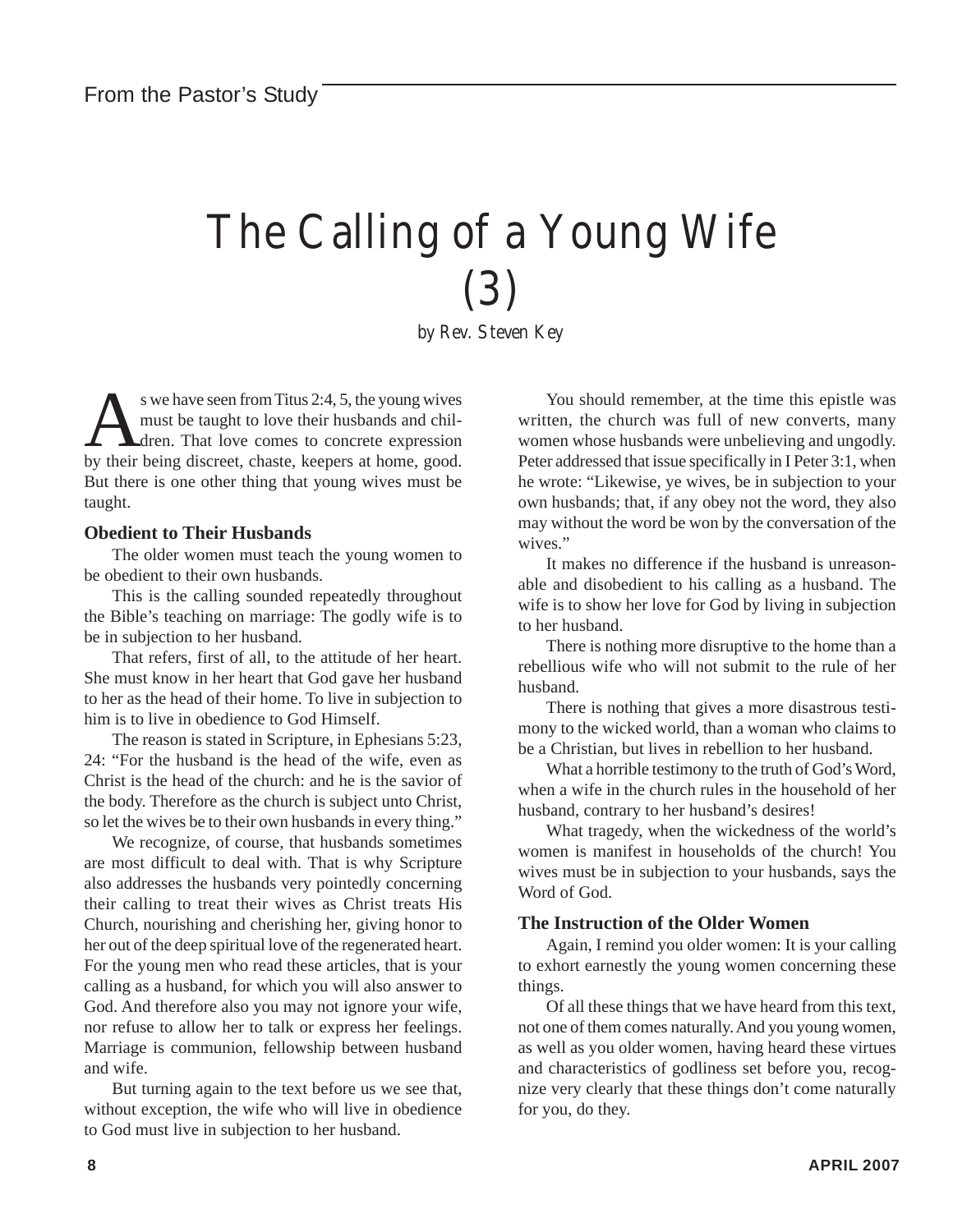# The Calling of a Young Wife (3)

*by Rev. Steven Key*

As we have seen from Titus 2:4, 5, the young wives must be taught to love their husbands and children. That love comes to concrete expression by their being discreet, chaste, keepers at home, good. But there is one other thing that young wives must be taught.

### Obedient to Their Husbands

The older women must teach the young women to be obedient to their own husbands.

This is the calling sounded repeatedly throughout the Bible's teaching on marriage: The godly wife is to be in subjection to her husband.

That refers, first of all, to the attitude of her heart. She must know in her heart that God gave her husband to her as the head of their home. To live in subjection to him is to live in obedience to God Himself.

The reason is stated in Scripture, in Ephesians 5:23, 24: "For the husband is the head of the wife, even as Christ is the head of the church: and he is the savior of the body. Therefore as the church is subject unto Christ, so let the wives be to their own husbands in every thing."

We recognize, of course, that husbands sometimes are most difficult to deal with. That is why Scripture also addresses the husbands very pointedly concerning their calling to treat their wives as Christ treats His Church, nourishing and cherishing her, giving honor to her out of the deep spiritual love of the regenerated heart. For the young men who read these articles, that is your calling as a husband, for which you will also answer to God. And therefore also you may not ignore your wife, nor refuse to allow her to talk or express her feelings. Marriage is communion, fellowship between husband and wife.

But turning again to the text before us we see that, without exception, the wife who will live in obedience to God must live in subjection to her husband.

You should remember, at the time this epistle was written, the church was full of new converts, many women whose husbands were unbelieving and ungodly. Peter addressed that issue specifically in I Peter 3:1, when he wrote: "Likewise, ye wives, be in subjection to your own husbands; that, if any obey not the word, they also may without the word be won by the conversation of the wives."

It makes no difference if the husband is unreasonable and disobedient to his calling as a husband. The wife is to show her love for God by living in subjection to her husband.

There is nothing more disruptive to the home than a rebellious wife who will not submit to the rule of her husband.

There is nothing that gives a more disastrous testimony to the wicked world, than a woman who claims to be a Christian, but lives in rebellion to her husband.

What a horrible testimony to the truth of God's Word, when a wife in the church rules in the household of her husband, contrary to her husband's desires!

What tragedy, when the wickedness of the world's women is manifest in households of the church! You wives must be in subjection to your husbands, says the Word of God.

### The Instruction of the Older Women

Again, I remind you older women: It is your calling to exhort earnestly the young women concerning these things.

Of all these things that we have heard from this text, not one of them comes naturally. And you young women, as well as you older women, having heard these virtues and characteristics of godliness set before you, recognize very clearly that these things don't come naturally for you, do they.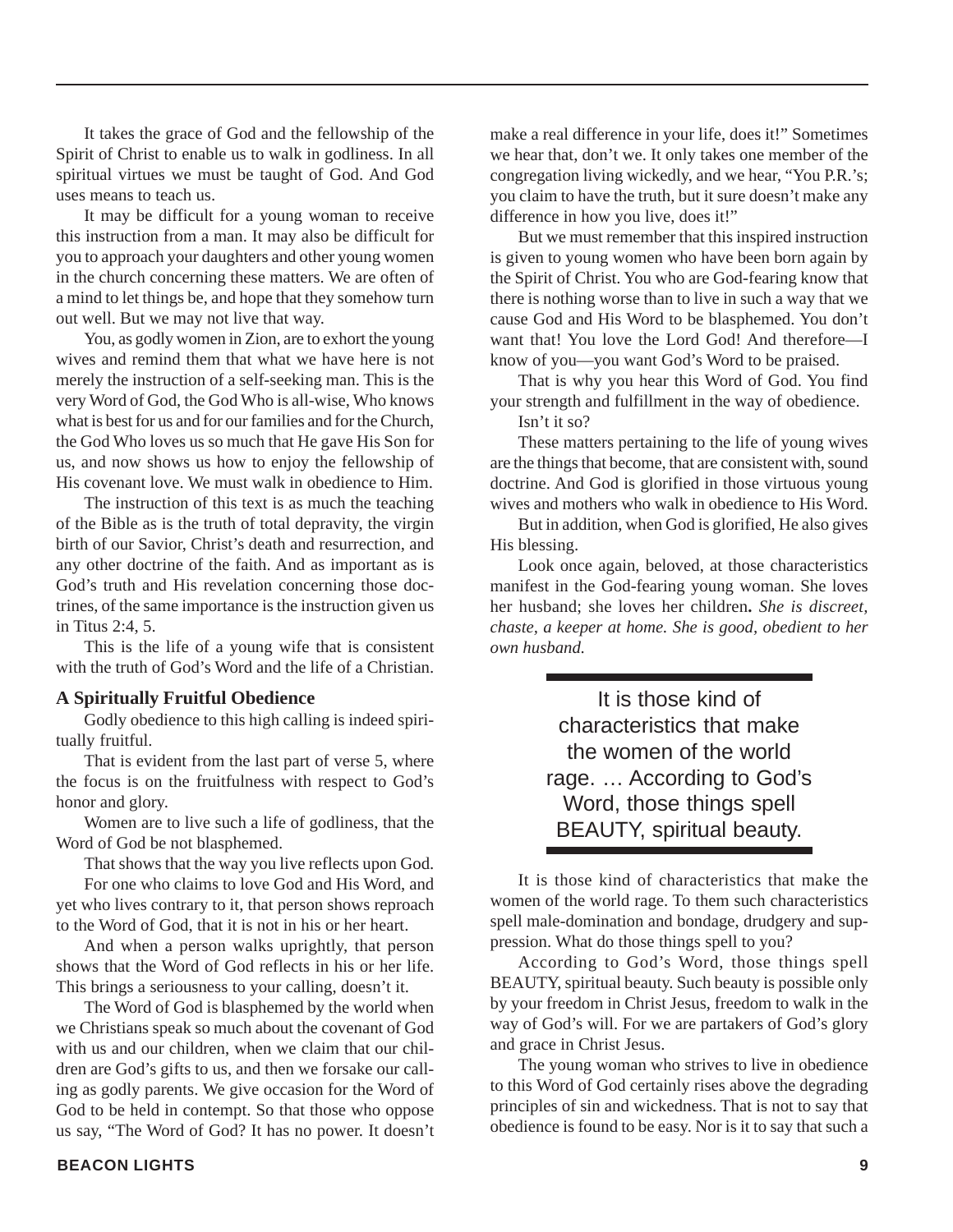It takes the grace of God and the fellowship of the Spirit of Christ to enable us to walk in godliness. In all spiritual virtues we must be taught of God. And God uses means to teach us.

It may be difficult for a young woman to receive this instruction from a man. It may also be difficult for you to approach your daughters and other young women in the church concerning these matters. We are often of a mind to let things be, and hope that they somehow turn out well. But we may not live that way.

You, as godly women in Zion, are to exhort the young wives and remind them that what we have here is not merely the instruction of a self-seeking man. This is the very Word of God, the God Who is all-wise, Who knows what is best for us and for our families and for the Church, the God Who loves us so much that He gave His Son for us, and now shows us how to enjoy the fellowship of His covenant love. We must walk in obedience to Him.

The instruction of this text is as much the teaching of the Bible as is the truth of total depravity, the virgin birth of our Savior, Christ's death and resurrection, and any other doctrine of the faith. And as important as is God's truth and His revelation concerning those doctrines, of the same importance is the instruction given us in Titus 2:4, 5.

This is the life of a young wife that is consistent with the truth of God's Word and the life of a Christian.

**A Spiritually Fruitful Obedience**

Godly obedience to this high calling is indeed spiritually fruitful.

That is evident from the last part of verse 5, where the focus is on the fruitfulness with respect to God's honor and glory.

Women are to live such a life of godliness, that the Word of God be not blasphemed.

That shows that the way you live reflects upon God.

For one who claims to love God and His Word, and yet who lives contrary to it, that person shows reproach to the Word of God, that it is not in his or her heart.

And when a person walks uprightly, that person shows that the Word of God reflects in his or her life. This brings a seriousness to your calling, doesn't it.

The Word of God is blasphemed by the world when we Christians speak so much about the covenant of God with us and our children, when we claim that our children are God's gifts to us, and then we forsake our calling as godly parents. We give occasion for the Word of God to be held in contempt. So that those who oppose us say, "The Word of God? It has no power. It doesn't make a real difference in your life, does it!" Sometimes we hear that, don't we. It only takes one member of the congregation living wickedly, and we hear, "You P.R.'s; you claim to have the truth, but it sure doesn't make any difference in how you live, does it!"

But we must remember that this inspired instruction is given to young women who have been born again by the Spirit of Christ. You who are God-fearing know that there is nothing worse than to live in such a way that we cause God and His Word to be blasphemed. You don't want that! You love the Lord God! And therefore—I know of you—you want God's Word to be praised.

That is why you hear this Word of God. You find your strength and fulfillment in the way of obedience.

Isn't it so?

These matters pertaining to the life of young wives are the things that become, that are consistent with, sound doctrine. And God is glorified in those virtuous young wives and mothers who walk in obedience to His Word.

But in addition, when God is glorified, He also gives His blessing.

Look once again, beloved, at those characteristics manifest in the God-fearing young woman. She loves her husband; she loves her children**.** *She is discreet, chaste, a keeper at home. She is good, obedient to her own husband.*

> It is those kind of characteristics that make the women of the world rage. … According to God's Word, those things spell BEAUTY, spiritual beauty.

It is those kind of characteristics that make the women of the world rage. To them such characteristics spell male-domination and bondage, drudgery and suppression. What do those things spell to you?

According to God's Word, those things spell BEAUTY, spiritual beauty. Such beauty is possible only by your freedom in Christ Jesus, freedom to walk in the way of God's will. For we are partakers of God's glory and grace in Christ Jesus.

The young woman who strives to live in obedience to this Word of God certainly rises above the degrading principles of sin and wickedness. That is not to say that obedience is found to be easy. Nor is it to say that such a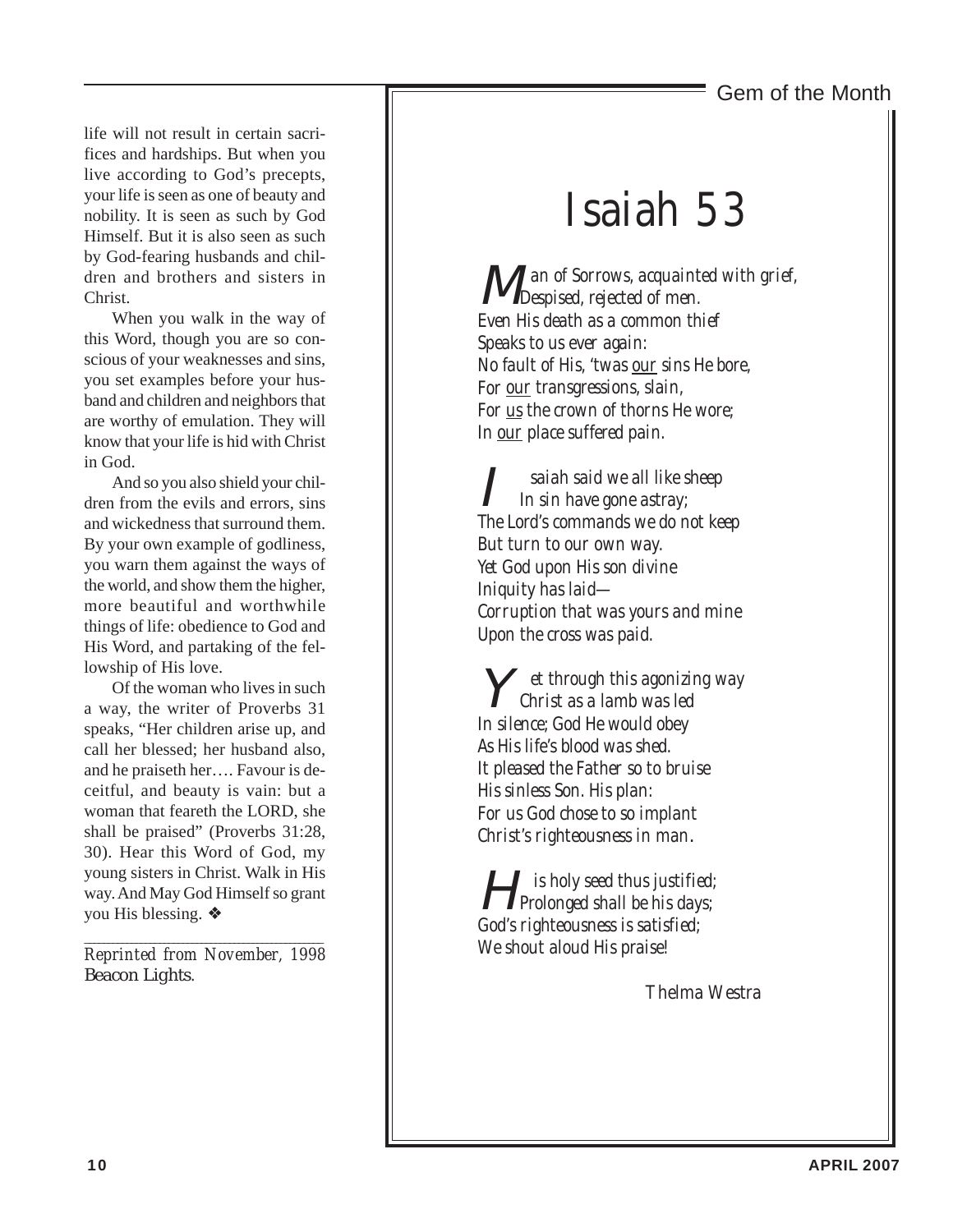life will not result in certain sacrifices and hardships. But when you live according to God's precepts, your life is seen as one of beauty and nobility. It is seen as such by God Himself. But it is also seen as such by God-fearing husbands and children and brothers and sisters in Christ.

When you walk in the way of this Word, though you are so conscious of your weaknesses and sins, you set examples before your husband and children and neighbors that are worthy of emulation. They will know that your life is hid with Christ in God.

And so you also shield your children from the evils and errors, sins and wickedness that surround them. By your own example of godliness, you warn them against the ways of the world, and show them the higher, more beautiful and worthwhile things of life: obedience to God and His Word, and partaking of the fellowship of His love.

Of the woman who lives in such a way, the writer of Proverbs 31 speaks, "Her children arise up, and call her blessed; her husband also, and he praiseth her…. Favour is deceitful, and beauty is vain: but a woman that feareth the LORD, she shall be praised" (Proverbs 31:28, 30). Hear this Word of God, my young sisters in Christ. Walk in His way. And May God Himself so grant you His blessing. ❖

---

*Reprinted from November, 1998* Beacon Lights.

## Gem of the Month

# Isaiah 53

*Man of Sorrows, acquainted with grief,*
*Despised, rejected of men.*
*Even His death as a common thief*
*Speaks to us ever again:*
*No fault of His, 'twas our sins He bore,*
*For our transgressions, slain,*
*For us the crown of thorns He wore;*
*In our place suffered pain.*

*Isaiah said we all like sheep*
*In sin have gone astray;*
*The Lord's commands we do not keep*
*But turn to our own way.*
*Yet God upon His son divine*
*Iniquity has laid—*
*Corruption that was yours and mine*
*Upon the cross was paid.*

*Yet through this agonizing way*
*Christ as a lamb was led*
*In silence; God He would obey*
*As His life's blood was shed.*
*It pleased the Father so to bruise*
*His sinless Son. His plan:*
*For us God chose to so implant*
*Christ's righteousness in man.*

*His holy seed thus justified;*
*Prolonged shall be his days;*
*God's righteousness is satisfied;*
*We shout aloud His praise!*

*Thelma Westra*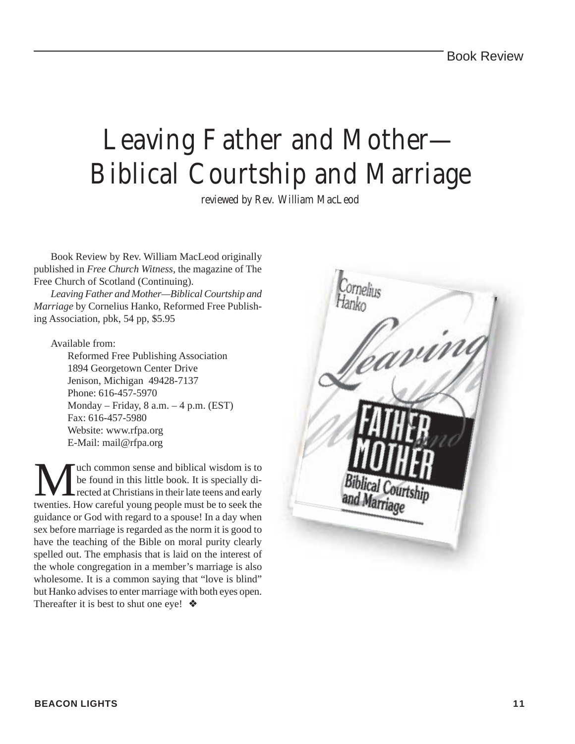# Leaving Father and Mother— Biblical Courtship and Marriage

*reviewed by Rev. William MacLeod*

Book Review by Rev. William MacLeod originally published in *Free Church Witness*, the magazine of The Free Church of Scotland (Continuing).

*Leaving Father and Mother—Biblical Courtship and Marriage* by Cornelius Hanko, Reformed Free Publishing Association, pbk, 54 pp, $5.95

Available from:

Reformed Free Publishing Association
1894 Georgetown Center Drive
Jenison, Michigan 49428-7137
Phone: 616-457-5970
Monday – Friday, 8 a.m. – 4 p.m. (EST)
Fax: 616-457-5980
Website: www.rfpa.org
E-Mail: mail@rfpa.org

Much common sense and biblical wisdom is to be found in this little book. It is specially directed at Christians in their late teens and early twenties. How careful young people must be to seek the guidance or God with regard to a spouse! In a day when sex before marriage is regarded as the norm it is good to have the teaching of the Bible on moral purity clearly spelled out. The emphasis that is laid on the interest of the whole congregation in a member's marriage is also wholesome. It is a common saying that "love is blind" but Hanko advises to enter marriage with both eyes open. Thereafter it is best to shut one eye! ❖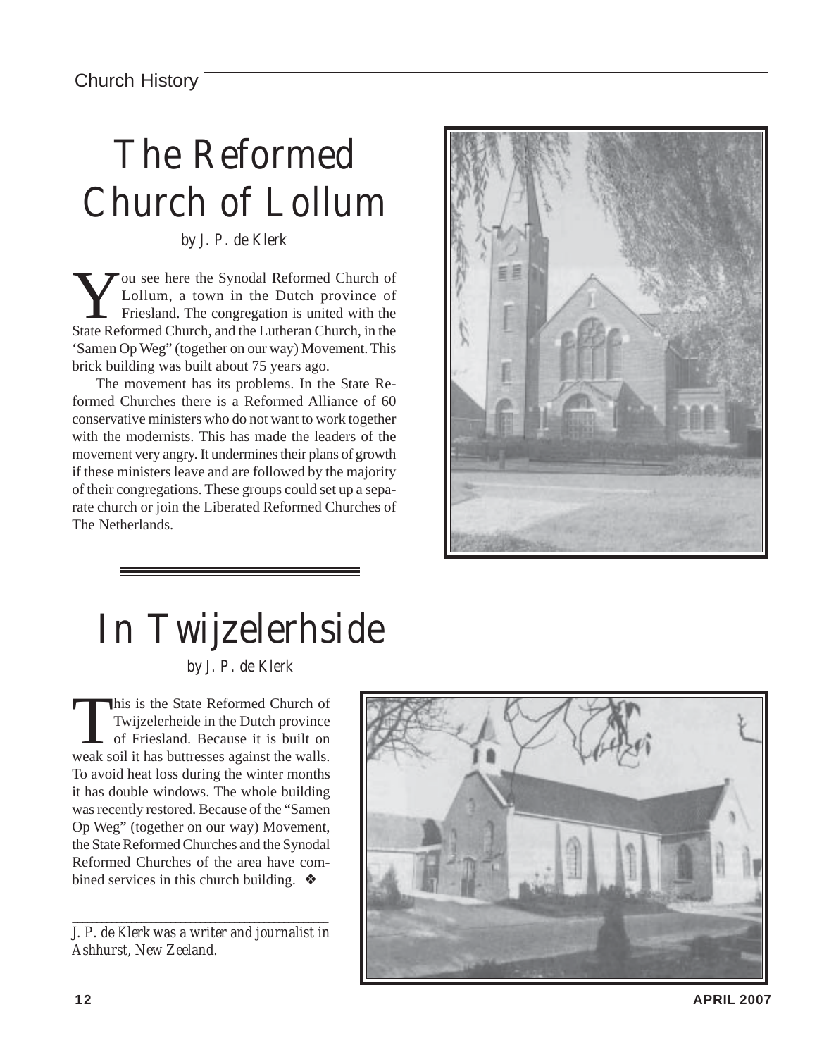# The Reformed Church of Lollum

*by J. P. de Klerk*

You see here the Synodal Reformed Church of Lollum, a town in the Dutch province of Friesland. The congregation is united with the State Reformed Church, and the Lutheran Church, in the 'Samen Op Weg" (together on our way) Movement. This brick building was built about 75 years ago.

The movement has its problems. In the State Reformed Churches there is a Reformed Alliance of 60 conservative ministers who do not want to work together with the modernists. This has made the leaders of the movement very angry. It undermines their plans of growth if these ministers leave and are followed by the majority of their congregations. These groups could set up a separate church or join the Liberated Reformed Churches of The Netherlands.

# In Twijzelerhside

*by J. P. de Klerk*

This is the State Reformed Church of Twijzelerheide in the Dutch province of Friesland. Because it is built on weak soil it has buttresses against the walls. To avoid heat loss during the winter months it has double windows. The whole building was recently restored. Because of the "Samen Op Weg" (together on our way) Movement, the State Reformed Churches and the Synodal Reformed Churches of the area have combined services in this church building. ❖

---

*J. P. de Klerk was a writer and journalist in Ashhurst, New Zeeland.*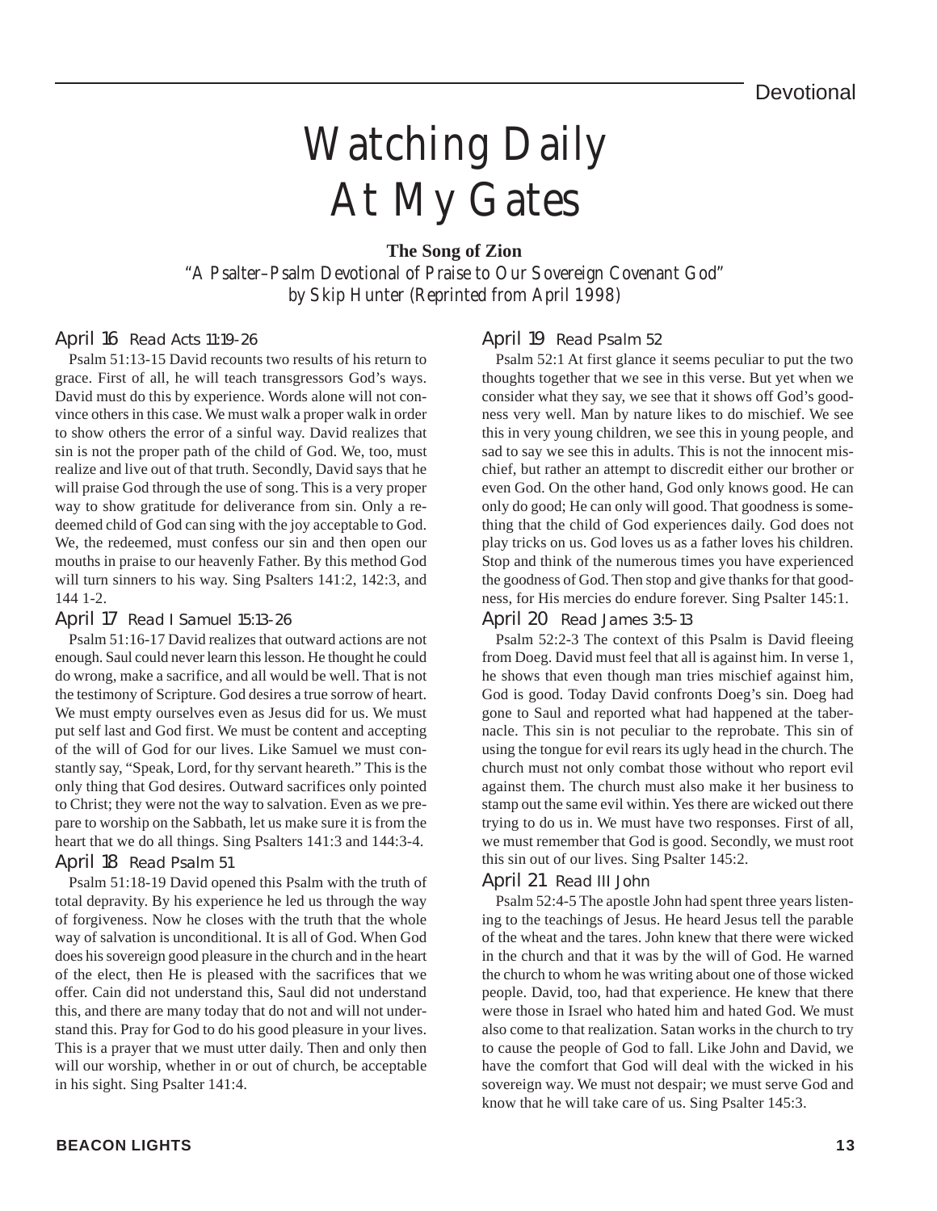Devotional

# Watching Daily At My Gates

**The Song of Zion**

*"A Psalter–Psalm Devotional of Praise to Our Sovereign Covenant God"*
*by Skip Hunter (Reprinted from April 1998)*

### April 16 Read Acts 11:19-26

Psalm 51:13-15 David recounts two results of his return to grace. First of all, he will teach transgressors God's ways. David must do this by experience. Words alone will not convince others in this case. We must walk a proper walk in order to show others the error of a sinful way. David realizes that sin is not the proper path of the child of God. We, too, must realize and live out of that truth. Secondly, David says that he will praise God through the use of song. This is a very proper way to show gratitude for deliverance from sin. Only a redeemed child of God can sing with the joy acceptable to God. We, the redeemed, must confess our sin and then open our mouths in praise to our heavenly Father. By this method God will turn sinners to his way. Sing Psalters 141:2, 142:3, and 144 1-2.

### April 17 Read I Samuel 15:13-26

Psalm 51:16-17 David realizes that outward actions are not enough. Saul could never learn this lesson. He thought he could do wrong, make a sacrifice, and all would be well. That is not the testimony of Scripture. God desires a true sorrow of heart. We must empty ourselves even as Jesus did for us. We must put self last and God first. We must be content and accepting of the will of God for our lives. Like Samuel we must constantly say, "Speak, Lord, for thy servant heareth." This is the only thing that God desires. Outward sacrifices only pointed to Christ; they were not the way to salvation. Even as we prepare to worship on the Sabbath, let us make sure it is from the heart that we do all things. Sing Psalters 141:3 and 144:3-4.

### April 18 Read Psalm 51

Psalm 51:18-19 David opened this Psalm with the truth of total depravity. By his experience he led us through the way of forgiveness. Now he closes with the truth that the whole way of salvation is unconditional. It is all of God. When God does his sovereign good pleasure in the church and in the heart of the elect, then He is pleased with the sacrifices that we offer. Cain did not understand this, Saul did not understand this, and there are many today that do not and will not understand this. Pray for God to do his good pleasure in your lives. This is a prayer that we must utter daily. Then and only then will our worship, whether in or out of church, be acceptable in his sight. Sing Psalter 141:4.

### April 19 Read Psalm 52

Psalm 52:1 At first glance it seems peculiar to put the two thoughts together that we see in this verse. But yet when we consider what they say, we see that it shows off God's goodness very well. Man by nature likes to do mischief. We see this in very young children, we see this in young people, and sad to say we see this in adults. This is not the innocent mischief, but rather an attempt to discredit either our brother or even God. On the other hand, God only knows good. He can only do good; He can only will good. That goodness is something that the child of God experiences daily. God does not play tricks on us. God loves us as a father loves his children. Stop and think of the numerous times you have experienced the goodness of God. Then stop and give thanks for that goodness, for His mercies do endure forever. Sing Psalter 145:1.

### April 20 Read James 3:5-13

Psalm 52:2-3 The context of this Psalm is David fleeing from Doeg. David must feel that all is against him. In verse 1, he shows that even though man tries mischief against him, God is good. Today David confronts Doeg's sin. Doeg had gone to Saul and reported what had happened at the tabernacle. This sin is not peculiar to the reprobate. This sin of using the tongue for evil rears its ugly head in the church. The church must not only combat those without who report evil against them. The church must also make it her business to stamp out the same evil within. Yes there are wicked out there trying to do us in. We must have two responses. First of all, we must remember that God is good. Secondly, we must root this sin out of our lives. Sing Psalter 145:2.

### April 21 Read III John

Psalm 52:4-5 The apostle John had spent three years listening to the teachings of Jesus. He heard Jesus tell the parable of the wheat and the tares. John knew that there were wicked in the church and that it was by the will of God. He warned the church to whom he was writing about one of those wicked people. David, too, had that experience. He knew that there were those in Israel who hated him and hated God. We must also come to that realization. Satan works in the church to try to cause the people of God to fall. Like John and David, we have the comfort that God will deal with the wicked in his sovereign way. We must not despair; we must serve God and know that he will take care of us. Sing Psalter 145:3.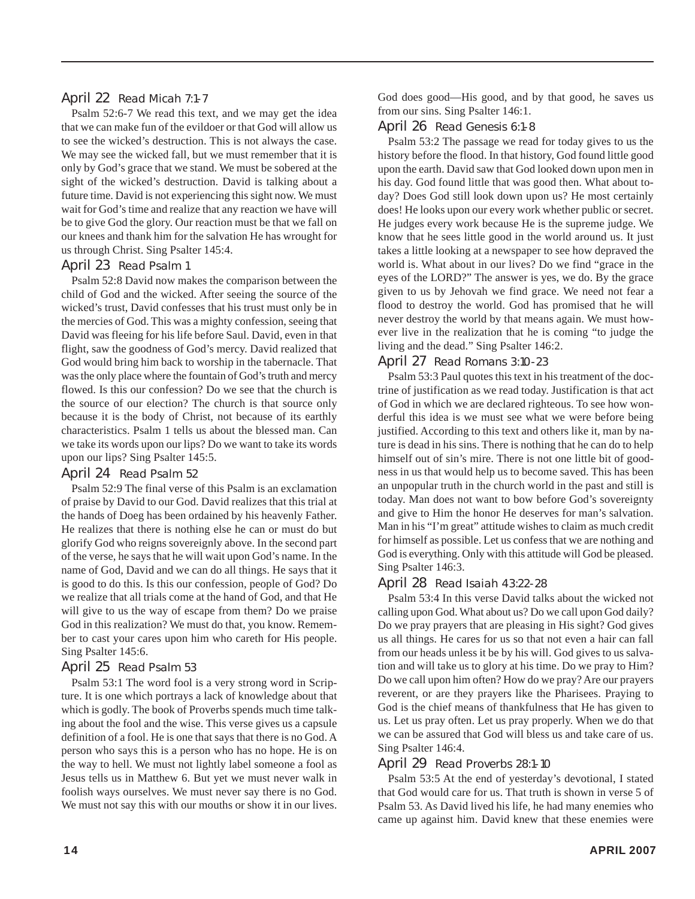### April 22 Read Micah 7:1-7

Psalm 52:6-7 We read this text, and we may get the idea that we can make fun of the evildoer or that God will allow us to see the wicked's destruction. This is not always the case. We may see the wicked fall, but we must remember that it is only by God's grace that we stand. We must be sobered at the sight of the wicked's destruction. David is talking about a future time. David is not experiencing this sight now. We must wait for God's time and realize that any reaction we have will be to give God the glory. Our reaction must be that we fall on our knees and thank him for the salvation He has wrought for us through Christ. Sing Psalter 145:4.

### April 23 Read Psalm 1

Psalm 52:8 David now makes the comparison between the child of God and the wicked. After seeing the source of the wicked's trust, David confesses that his trust must only be in the mercies of God. This was a mighty confession, seeing that David was fleeing for his life before Saul. David, even in that flight, saw the goodness of God's mercy. David realized that God would bring him back to worship in the tabernacle. That was the only place where the fountain of God's truth and mercy flowed. Is this our confession? Do we see that the church is the source of our election? The church is that source only because it is the body of Christ, not because of its earthly characteristics. Psalm 1 tells us about the blessed man. Can we take its words upon our lips? Do we want to take its words upon our lips? Sing Psalter 145:5.

### April 24 Read Psalm 52

Psalm 52:9 The final verse of this Psalm is an exclamation of praise by David to our God. David realizes that this trial at the hands of Doeg has been ordained by his heavenly Father. He realizes that there is nothing else he can or must do but glorify God who reigns sovereignly above. In the second part of the verse, he says that he will wait upon God's name. In the name of God, David and we can do all things. He says that it is good to do this. Is this our confession, people of God? Do we realize that all trials come at the hand of God, and that He will give to us the way of escape from them? Do we praise God in this realization? We must do that, you know. Remember to cast your cares upon him who careth for His people. Sing Psalter 145:6.

### April 25 Read Psalm 53

Psalm 53:1 The word fool is a very strong word in Scripture. It is one which portrays a lack of knowledge about that which is godly. The book of Proverbs spends much time talking about the fool and the wise. This verse gives us a capsule definition of a fool. He is one that says that there is no God. A person who says this is a person who has no hope. He is on the way to hell. We must not lightly label someone a fool as Jesus tells us in Matthew 6. But yet we must never walk in foolish ways ourselves. We must never say there is no God. We must not say this with our mouths or show it in our lives. God does good—His good, and by that good, he saves us from our sins. Sing Psalter 146:1.

### April 26 Read Genesis 6:1-8

Psalm 53:2 The passage we read for today gives to us the history before the flood. In that history, God found little good upon the earth. David saw that God looked down upon men in his day. God found little that was good then. What about today? Does God still look down upon us? He most certainly does! He looks upon our every work whether public or secret. He judges every work because He is the supreme judge. We know that he sees little good in the world around us. It just takes a little looking at a newspaper to see how depraved the world is. What about in our lives? Do we find "grace in the eyes of the LORD?" The answer is yes, we do. By the grace given to us by Jehovah we find grace. We need not fear a flood to destroy the world. God has promised that he will never destroy the world by that means again. We must however live in the realization that he is coming "to judge the living and the dead." Sing Psalter 146:2.

### April 27 Read Romans 3:10-23

Psalm 53:3 Paul quotes this text in his treatment of the doctrine of justification as we read today. Justification is that act of God in which we are declared righteous. To see how wonderful this idea is we must see what we were before being justified. According to this text and others like it, man by nature is dead in his sins. There is nothing that he can do to help himself out of sin's mire. There is not one little bit of goodness in us that would help us to become saved. This has been an unpopular truth in the church world in the past and still is today. Man does not want to bow before God's sovereignty and give to Him the honor He deserves for man's salvation. Man in his "I'm great" attitude wishes to claim as much credit for himself as possible. Let us confess that we are nothing and God is everything. Only with this attitude will God be pleased. Sing Psalter 146:3.

### April 28 Read Isaiah 43:22-28

Psalm 53:4 In this verse David talks about the wicked not calling upon God. What about us? Do we call upon God daily? Do we pray prayers that are pleasing in His sight? God gives us all things. He cares for us so that not even a hair can fall from our heads unless it be by his will. God gives to us salvation and will take us to glory at his time. Do we pray to Him? Do we call upon him often? How do we pray? Are our prayers reverent, or are they prayers like the Pharisees. Praying to God is the chief means of thankfulness that He has given to us. Let us pray often. Let us pray properly. When we do that we can be assured that God will bless us and take care of us. Sing Psalter 146:4.

### April 29 Read Proverbs 28:1-10

Psalm 53:5 At the end of yesterday's devotional, I stated that God would care for us. That truth is shown in verse 5 of Psalm 53. As David lived his life, he had many enemies who came up against him. David knew that these enemies were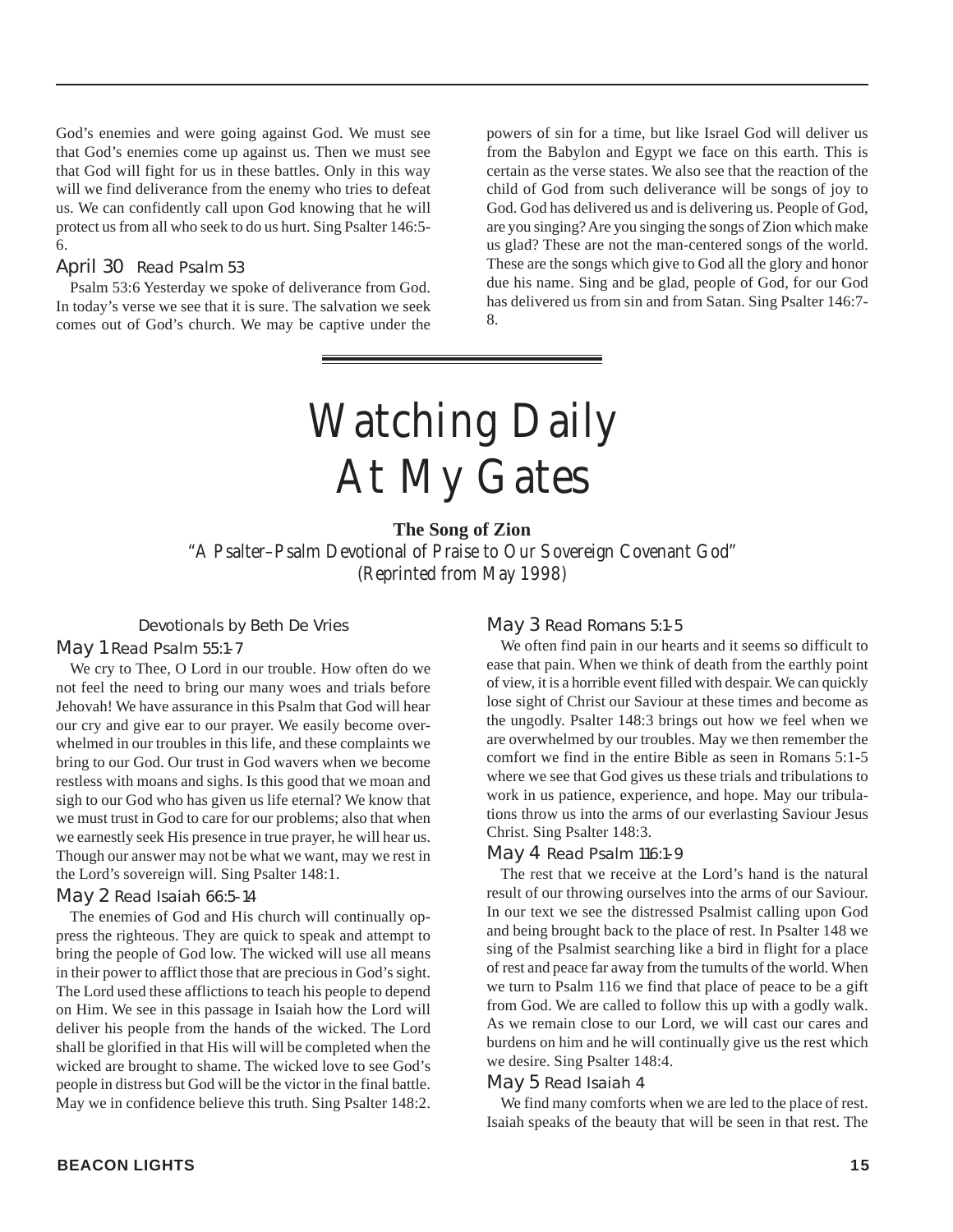God's enemies and were going against God. We must see that God's enemies come up against us. Then we must see that God will fight for us in these battles. Only in this way will we find deliverance from the enemy who tries to defeat us. We can confidently call upon God knowing that he will protect us from all who seek to do us hurt. Sing Psalter 146:5-6.

### April 30 Read Psalm 53

Psalm 53:6 Yesterday we spoke of deliverance from God. In today's verse we see that it is sure. The salvation we seek comes out of God's church. We may be captive under the powers of sin for a time, but like Israel God will deliver us from the Babylon and Egypt we face on this earth. This is certain as the verse states. We also see that the reaction of the child of God from such deliverance will be songs of joy to God. God has delivered us and is delivering us. People of God, are you singing? Are you singing the songs of Zion which make us glad? These are not the man-centered songs of the world. These are the songs which give to God all the glory and honor due his name. Sing and be glad, people of God, for our God has delivered us from sin and from Satan. Sing Psalter 146:7-8.

# Watching Daily At My Gates

**The Song of Zion**

*"A Psalter–Psalm Devotional of Praise to Our Sovereign Covenant God"*
*(Reprinted from May 1998)*

Devotionals by Beth De Vries

### May 1 Read Psalm 55:1-7

We cry to Thee, O Lord in our trouble. How often do we not feel the need to bring our many woes and trials before Jehovah! We have assurance in this Psalm that God will hear our cry and give ear to our prayer. We easily become overwhelmed in our troubles in this life, and these complaints we bring to our God. Our trust in God wavers when we become restless with moans and sighs. Is this good that we moan and sigh to our God who has given us life eternal? We know that we must trust in God to care for our problems; also that when we earnestly seek His presence in true prayer, he will hear us. Though our answer may not be what we want, may we rest in the Lord's sovereign will. Sing Psalter 148:1.

### May 2 Read Isaiah 66:5-14

The enemies of God and His church will continually oppress the righteous. They are quick to speak and attempt to bring the people of God low. The wicked will use all means in their power to afflict those that are precious in God's sight. The Lord used these afflictions to teach his people to depend on Him. We see in this passage in Isaiah how the Lord will deliver his people from the hands of the wicked. The Lord shall be glorified in that His will will be completed when the wicked are brought to shame. The wicked love to see God's people in distress but God will be the victor in the final battle. May we in confidence believe this truth. Sing Psalter 148:2.

### May 3 Read Romans 5:1-5

We often find pain in our hearts and it seems so difficult to ease that pain. When we think of death from the earthly point of view, it is a horrible event filled with despair. We can quickly lose sight of Christ our Saviour at these times and become as the ungodly. Psalter 148:3 brings out how we feel when we are overwhelmed by our troubles. May we then remember the comfort we find in the entire Bible as seen in Romans 5:1-5 where we see that God gives us these trials and tribulations to work in us patience, experience, and hope. May our tribulations throw us into the arms of our everlasting Saviour Jesus Christ. Sing Psalter 148:3.

### May 4 Read Psalm 116:1-9

The rest that we receive at the Lord's hand is the natural result of our throwing ourselves into the arms of our Saviour. In our text we see the distressed Psalmist calling upon God and being brought back to the place of rest. In Psalter 148 we sing of the Psalmist searching like a bird in flight for a place of rest and peace far away from the tumults of the world. When we turn to Psalm 116 we find that place of peace to be a gift from God. We are called to follow this up with a godly walk. As we remain close to our Lord, we will cast our cares and burdens on him and he will continually give us the rest which we desire. Sing Psalter 148:4.

### May 5 Read Isaiah 4

We find many comforts when we are led to the place of rest. Isaiah speaks of the beauty that will be seen in that rest. The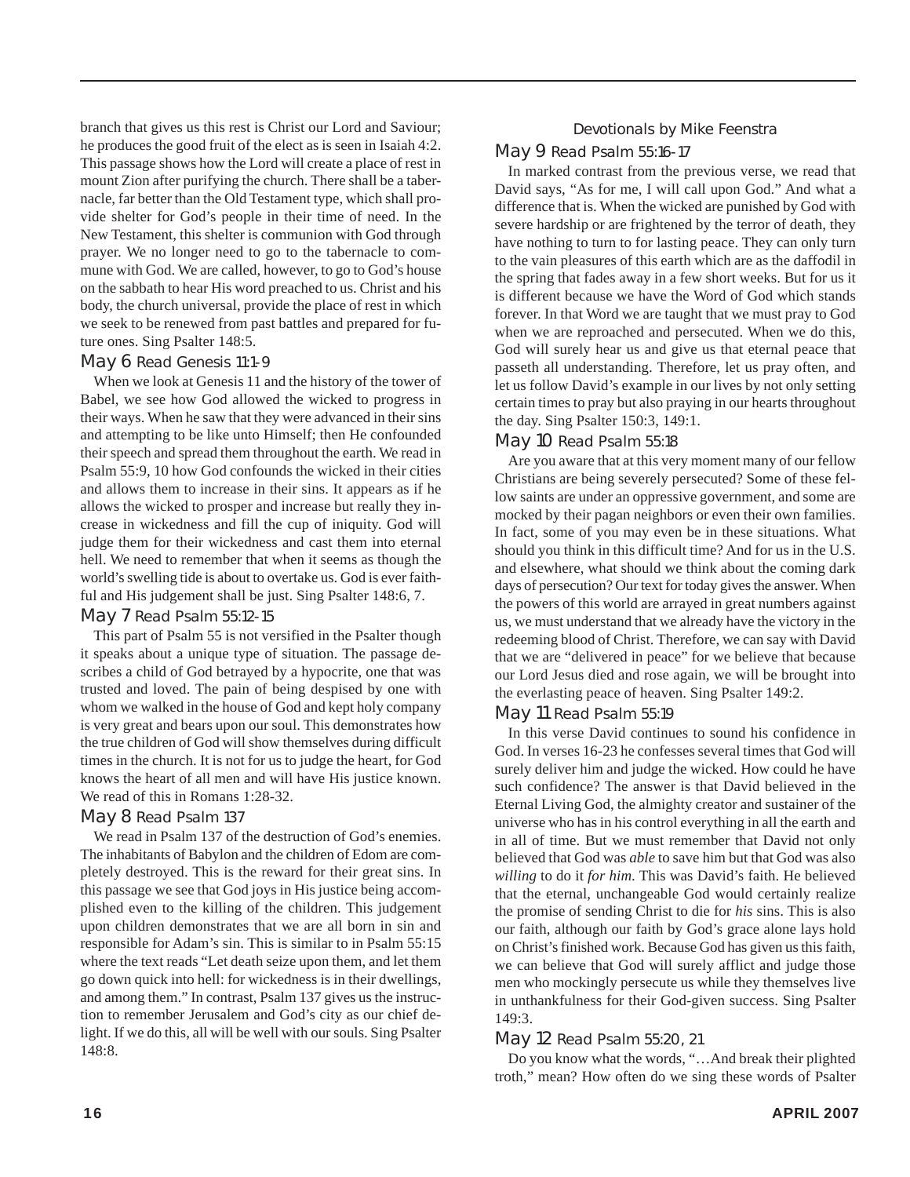branch that gives us this rest is Christ our Lord and Saviour; he produces the good fruit of the elect as is seen in Isaiah 4:2. This passage shows how the Lord will create a place of rest in mount Zion after purifying the church. There shall be a tabernacle, far better than the Old Testament type, which shall provide shelter for God's people in their time of need. In the New Testament, this shelter is communion with God through prayer. We no longer need to go to the tabernacle to commune with God. We are called, however, to go to God's house on the sabbath to hear His word preached to us. Christ and his body, the church universal, provide the place of rest in which we seek to be renewed from past battles and prepared for future ones. Sing Psalter 148:5.

### May 6 Read Genesis 11:1-9

When we look at Genesis 11 and the history of the tower of Babel, we see how God allowed the wicked to progress in their ways. When he saw that they were advanced in their sins and attempting to be like unto Himself; then He confounded their speech and spread them throughout the earth. We read in Psalm 55:9, 10 how God confounds the wicked in their cities and allows them to increase in their sins. It appears as if he allows the wicked to prosper and increase but really they increase in wickedness and fill the cup of iniquity. God will judge them for their wickedness and cast them into eternal hell. We need to remember that when it seems as though the world's swelling tide is about to overtake us. God is ever faithful and His judgement shall be just. Sing Psalter 148:6, 7.

### May 7 Read Psalm 55:12-15

This part of Psalm 55 is not versified in the Psalter though it speaks about a unique type of situation. The passage describes a child of God betrayed by a hypocrite, one that was trusted and loved. The pain of being despised by one with whom we walked in the house of God and kept holy company is very great and bears upon our soul. This demonstrates how the true children of God will show themselves during difficult times in the church. It is not for us to judge the heart, for God knows the heart of all men and will have His justice known. We read of this in Romans 1:28-32.

### May 8 Read Psalm 137

We read in Psalm 137 of the destruction of God's enemies. The inhabitants of Babylon and the children of Edom are completely destroyed. This is the reward for their great sins. In this passage we see that God joys in His justice being accomplished even to the killing of the children. This judgement upon children demonstrates that we are all born in sin and responsible for Adam's sin. This is similar to in Psalm 55:15 where the text reads "Let death seize upon them, and let them go down quick into hell: for wickedness is in their dwellings, and among them." In contrast, Psalm 137 gives us the instruction to remember Jerusalem and God's city as our chief delight. If we do this, all will be well with our souls. Sing Psalter 148:8.

## Devotionals by Mike Feenstra

### May 9 Read Psalm 55:16-17

In marked contrast from the previous verse, we read that David says, "As for me, I will call upon God." And what a difference that is. When the wicked are punished by God with severe hardship or are frightened by the terror of death, they have nothing to turn to for lasting peace. They can only turn to the vain pleasures of this earth which are as the daffodil in the spring that fades away in a few short weeks. But for us it is different because we have the Word of God which stands forever. In that Word we are taught that we must pray to God when we are reproached and persecuted. When we do this, God will surely hear us and give us that eternal peace that passeth all understanding. Therefore, let us pray often, and let us follow David's example in our lives by not only setting certain times to pray but also praying in our hearts throughout the day. Sing Psalter 150:3, 149:1.

### May 10 Read Psalm 55:18

Are you aware that at this very moment many of our fellow Christians are being severely persecuted? Some of these fellow saints are under an oppressive government, and some are mocked by their pagan neighbors or even their own families. In fact, some of you may even be in these situations. What should you think in this difficult time? And for us in the U.S. and elsewhere, what should we think about the coming dark days of persecution? Our text for today gives the answer. When the powers of this world are arrayed in great numbers against us, we must understand that we already have the victory in the redeeming blood of Christ. Therefore, we can say with David that we are "delivered in peace" for we believe that because our Lord Jesus died and rose again, we will be brought into the everlasting peace of heaven. Sing Psalter 149:2.

### May 11 Read Psalm 55:19

In this verse David continues to sound his confidence in God. In verses 16-23 he confesses several times that God will surely deliver him and judge the wicked. How could he have such confidence? The answer is that David believed in the Eternal Living God, the almighty creator and sustainer of the universe who has in his control everything in all the earth and in all of time. But we must remember that David not only believed that God was *able* to save him but that God was also *willing* to do it *for him*. This was David's faith. He believed that the eternal, unchangeable God would certainly realize the promise of sending Christ to die for *his* sins. This is also our faith, although our faith by God's grace alone lays hold on Christ's finished work. Because God has given us this faith, we can believe that God will surely afflict and judge those men who mockingly persecute us while they themselves live in unthankfulness for their God-given success. Sing Psalter 149:3.

### May 12 Read Psalm 55:20, 21

Do you know what the words, "…And break their plighted troth," mean? How often do we sing these words of Psalter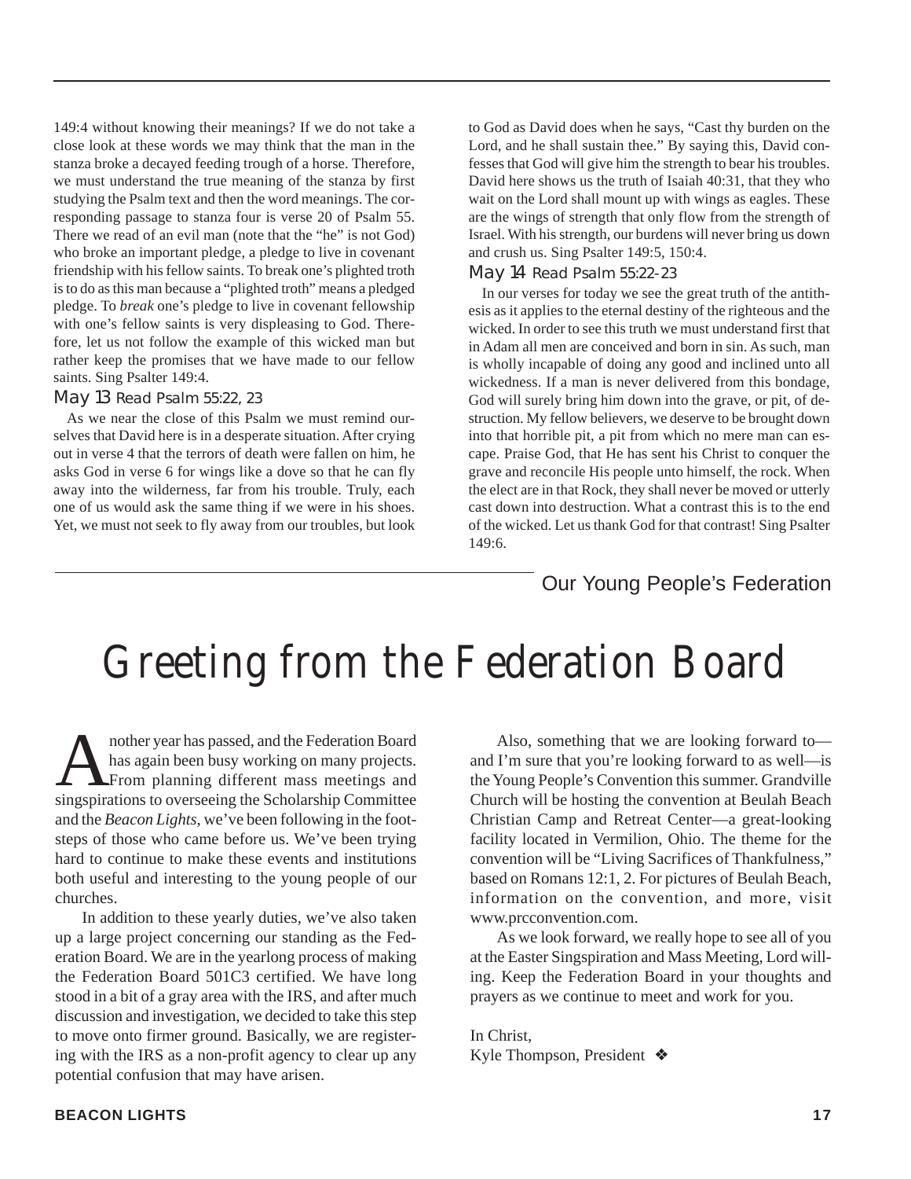149:4 without knowing their meanings? If we do not take a close look at these words we may think that the man in the stanza broke a decayed feeding trough of a horse. Therefore, we must understand the true meaning of the stanza by first studying the Psalm text and then the word meanings. The corresponding passage to stanza four is verse 20 of Psalm 55. There we read of an evil man (note that the "he" is not God) who broke an important pledge, a pledge to live in covenant friendship with his fellow saints. To break one's plighted troth is to do as this man because a "plighted troth" means a pledged pledge. To *break* one's pledge to live in covenant fellowship with one's fellow saints is very displeasing to God. Therefore, let us not follow the example of this wicked man but rather keep the promises that we have made to our fellow saints. Sing Psalter 149:4.

### May 13 Read Psalm 55:22, 23

As we near the close of this Psalm we must remind ourselves that David here is in a desperate situation. After crying out in verse 4 that the terrors of death were fallen on him, he asks God in verse 6 for wings like a dove so that he can fly away into the wilderness, far from his trouble. Truly, each one of us would ask the same thing if we were in his shoes. Yet, we must not seek to fly away from our troubles, but look to God as David does when he says, "Cast thy burden on the Lord, and he shall sustain thee." By saying this, David confesses that God will give him the strength to bear his troubles. David here shows us the truth of Isaiah 40:31, that they who wait on the Lord shall mount up with wings as eagles. These are the wings of strength that only flow from the strength of Israel. With his strength, our burdens will never bring us down and crush us. Sing Psalter 149:5, 150:4.

### May 14 Read Psalm 55:22-23

In our verses for today we see the great truth of the antithesis as it applies to the eternal destiny of the righteous and the wicked. In order to see this truth we must understand first that in Adam all men are conceived and born in sin. As such, man is wholly incapable of doing any good and inclined unto all wickedness. If a man is never delivered from this bondage, God will surely bring him down into the grave, or pit, of destruction. My fellow believers, we deserve to be brought down into that horrible pit, a pit from which no mere man can escape. Praise God, that He has sent his Christ to conquer the grave and reconcile His people unto himself, the rock. When the elect are in that Rock, they shall never be moved or utterly cast down into destruction. What a contrast this is to the end of the wicked. Let us thank God for that contrast! Sing Psalter 149:6.

Our Young People's Federation

# Greeting from the Federation Board

Another year has passed, and the Federation Board has again been busy working on many projects. From planning different mass meetings and singspirations to overseeing the Scholarship Committee and the *Beacon Lights*, we've been following in the footsteps of those who came before us. We've been trying hard to continue to make these events and institutions both useful and interesting to the young people of our churches.

In addition to these yearly duties, we've also taken up a large project concerning our standing as the Federation Board. We are in the yearlong process of making the Federation Board 501C3 certified. We have long stood in a bit of a gray area with the IRS, and after much discussion and investigation, we decided to take this step to move onto firmer ground. Basically, we are registering with the IRS as a non-profit agency to clear up any potential confusion that may have arisen.

Also, something that we are looking forward to—and I'm sure that you're looking forward to as well—is the Young People's Convention this summer. Grandville Church will be hosting the convention at Beulah Beach Christian Camp and Retreat Center—a great-looking facility located in Vermilion, Ohio. The theme for the convention will be "Living Sacrifices of Thankfulness," based on Romans 12:1, 2. For pictures of Beulah Beach, information on the convention, and more, visit www.prcconvention.com.

As we look forward, we really hope to see all of you at the Easter Singspiration and Mass Meeting, Lord willing. Keep the Federation Board in your thoughts and prayers as we continue to meet and work for you.

In Christ,
Kyle Thompson, President ❖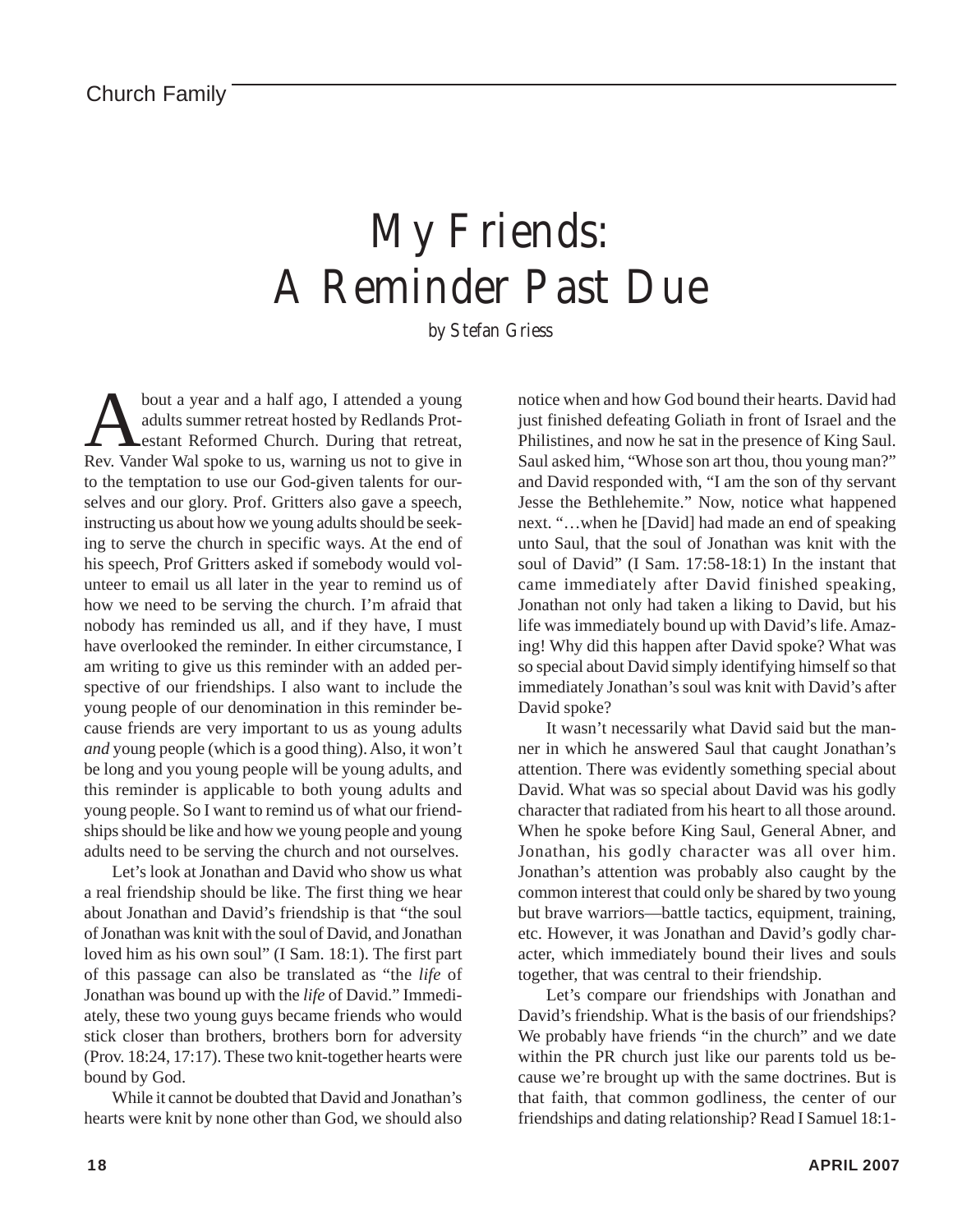Church Family

# My Friends: A Reminder Past Due

*by Stefan Griess*

About a year and a half ago, I attended a young adults summer retreat hosted by Redlands Protestant Reformed Church. During that retreat, Rev. Vander Wal spoke to us, warning us not to give in to the temptation to use our God-given talents for ourselves and our glory. Prof. Gritters also gave a speech, instructing us about how we young adults should be seeking to serve the church in specific ways. At the end of his speech, Prof Gritters asked if somebody would volunteer to email us all later in the year to remind us of how we need to be serving the church. I'm afraid that nobody has reminded us all, and if they have, I must have overlooked the reminder. In either circumstance, I am writing to give us this reminder with an added perspective of our friendships. I also want to include the young people of our denomination in this reminder because friends are very important to us as young adults *and* young people (which is a good thing). Also, it won't be long and you young people will be young adults, and this reminder is applicable to both young adults and young people. So I want to remind us of what our friendships should be like and how we young people and young adults need to be serving the church and not ourselves.

Let's look at Jonathan and David who show us what a real friendship should be like. The first thing we hear about Jonathan and David's friendship is that "the soul of Jonathan was knit with the soul of David, and Jonathan loved him as his own soul" (I Sam. 18:1). The first part of this passage can also be translated as "the *life* of Jonathan was bound up with the *life* of David." Immediately, these two young guys became friends who would stick closer than brothers, brothers born for adversity (Prov. 18:24, 17:17). These two knit-together hearts were bound by God.

While it cannot be doubted that David and Jonathan's hearts were knit by none other than God, we should also notice when and how God bound their hearts. David had just finished defeating Goliath in front of Israel and the Philistines, and now he sat in the presence of King Saul. Saul asked him, "Whose son art thou, thou young man?" and David responded with, "I am the son of thy servant Jesse the Bethlehemite." Now, notice what happened next. "…when he [David] had made an end of speaking unto Saul, that the soul of Jonathan was knit with the soul of David" (I Sam. 17:58-18:1) In the instant that came immediately after David finished speaking, Jonathan not only had taken a liking to David, but his life was immediately bound up with David's life. Amazing! Why did this happen after David spoke? What was so special about David simply identifying himself so that immediately Jonathan's soul was knit with David's after David spoke?

It wasn't necessarily what David said but the manner in which he answered Saul that caught Jonathan's attention. There was evidently something special about David. What was so special about David was his godly character that radiated from his heart to all those around. When he spoke before King Saul, General Abner, and Jonathan, his godly character was all over him. Jonathan's attention was probably also caught by the common interest that could only be shared by two young but brave warriors—battle tactics, equipment, training, etc. However, it was Jonathan and David's godly character, which immediately bound their lives and souls together, that was central to their friendship.

Let's compare our friendships with Jonathan and David's friendship. What is the basis of our friendships? We probably have friends "in the church" and we date within the PR church just like our parents told us because we're brought up with the same doctrines. But is that faith, that common godliness, the center of our friendships and dating relationship? Read I Samuel 18:1-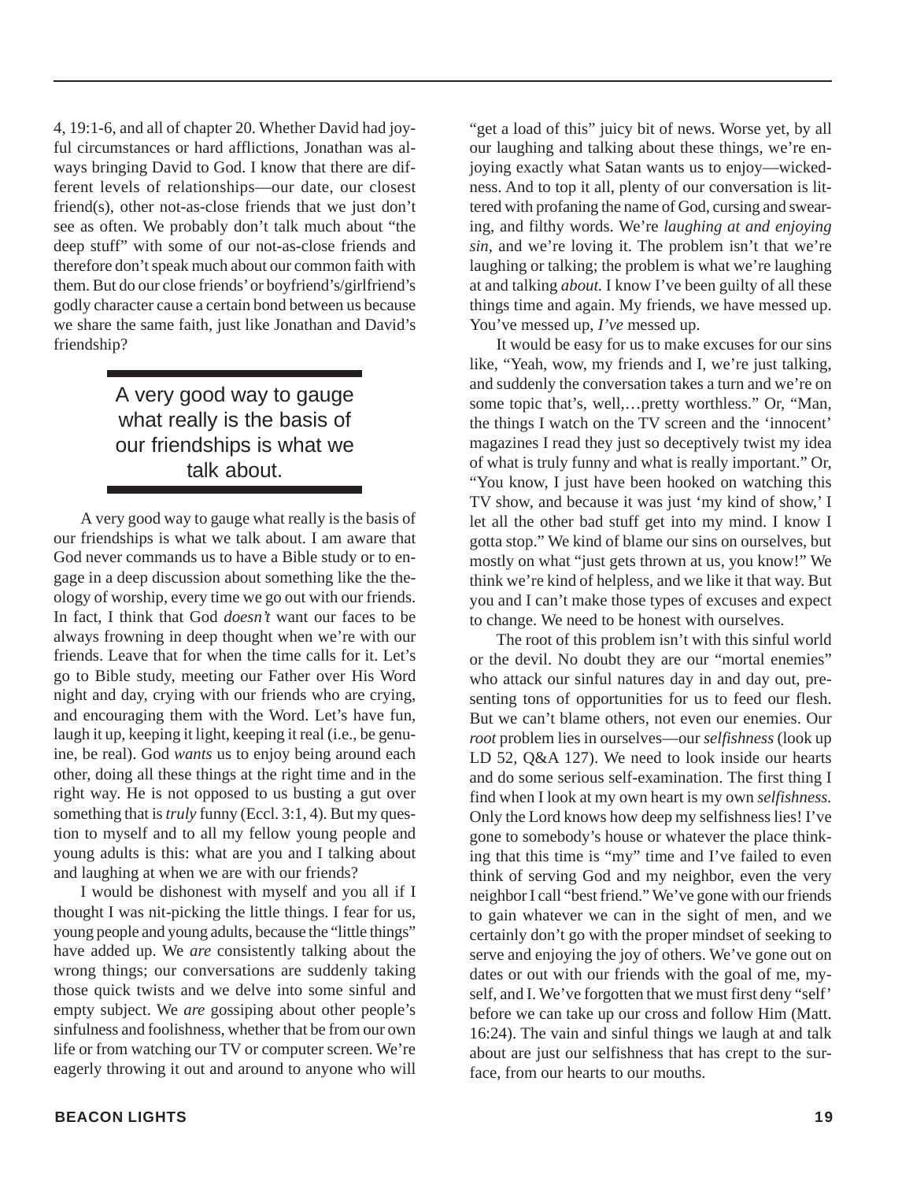4, 19:1-6, and all of chapter 20. Whether David had joyful circumstances or hard afflictions, Jonathan was always bringing David to God. I know that there are different levels of relationships—our date, our closest friend(s), other not-as-close friends that we just don't see as often. We probably don't talk much about "the deep stuff" with some of our not-as-close friends and therefore don't speak much about our common faith with them. But do our close friends' or boyfriend's/girlfriend's godly character cause a certain bond between us because we share the same faith, just like Jonathan and David's friendship?

> A very good way to gauge what really is the basis of our friendships is what we talk about.

A very good way to gauge what really is the basis of our friendships is what we talk about. I am aware that God never commands us to have a Bible study or to engage in a deep discussion about something like the theology of worship, every time we go out with our friends. In fact, I think that God *doesn't* want our faces to be always frowning in deep thought when we're with our friends. Leave that for when the time calls for it. Let's go to Bible study, meeting our Father over His Word night and day, crying with our friends who are crying, and encouraging them with the Word. Let's have fun, laugh it up, keeping it light, keeping it real (i.e., be genuine, be real). God *wants* us to enjoy being around each other, doing all these things at the right time and in the right way. He is not opposed to us busting a gut over something that is *truly* funny (Eccl. 3:1, 4). But my question to myself and to all my fellow young people and young adults is this: what are you and I talking about and laughing at when we are with our friends?

I would be dishonest with myself and you all if I thought I was nit-picking the little things. I fear for us, young people and young adults, because the "little things" have added up. We *are* consistently talking about the wrong things; our conversations are suddenly taking those quick twists and we delve into some sinful and empty subject. We *are* gossiping about other people's sinfulness and foolishness, whether that be from our own life or from watching our TV or computer screen. We're eagerly throwing it out and around to anyone who will "get a load of this" juicy bit of news. Worse yet, by all our laughing and talking about these things, we're enjoying exactly what Satan wants us to enjoy—wickedness. And to top it all, plenty of our conversation is littered with profaning the name of God, cursing and swearing, and filthy words. We're *laughing at and enjoying sin,* and we're loving it. The problem isn't that we're laughing or talking; the problem is what we're laughing at and talking *about.* I know I've been guilty of all these things time and again. My friends, we have messed up. You've messed up, *I've* messed up.

It would be easy for us to make excuses for our sins like, "Yeah, wow, my friends and I, we're just talking, and suddenly the conversation takes a turn and we're on some topic that's, well,…pretty worthless." Or, "Man, the things I watch on the TV screen and the 'innocent' magazines I read they just so deceptively twist my idea of what is truly funny and what is really important." Or, "You know, I just have been hooked on watching this TV show, and because it was just 'my kind of show,' I let all the other bad stuff get into my mind. I know I gotta stop." We kind of blame our sins on ourselves, but mostly on what "just gets thrown at us, you know!" We think we're kind of helpless, and we like it that way. But you and I can't make those types of excuses and expect to change. We need to be honest with ourselves.

The root of this problem isn't with this sinful world or the devil. No doubt they are our "mortal enemies" who attack our sinful natures day in and day out, presenting tons of opportunities for us to feed our flesh. But we can't blame others, not even our enemies. Our *root* problem lies in ourselves—our *selfishness* (look up LD 52, Q&A 127). We need to look inside our hearts and do some serious self-examination. The first thing I find when I look at my own heart is my own *selfishness.* Only the Lord knows how deep my selfishness lies! I've gone to somebody's house or whatever the place thinking that this time is "my" time and I've failed to even think of serving God and my neighbor, even the very neighbor I call "best friend." We've gone with our friends to gain whatever we can in the sight of men, and we certainly don't go with the proper mindset of seeking to serve and enjoying the joy of others. We've gone out on dates or out with our friends with the goal of me, myself, and I. We've forgotten that we must first deny "self" before we can take up our cross and follow Him (Matt. 16:24). The vain and sinful things we laugh at and talk about are just our selfishness that has crept to the surface, from our hearts to our mouths.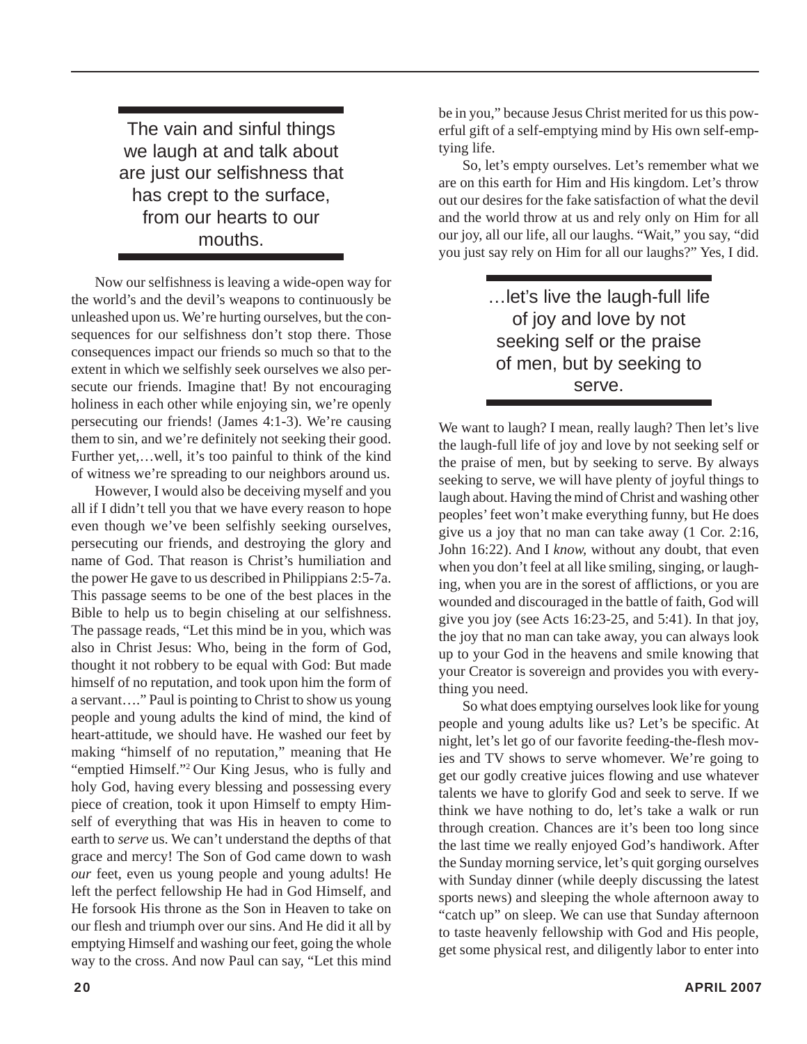> The vain and sinful things we laugh at and talk about are just our selfishness that has crept to the surface, from our hearts to our mouths.

Now our selfishness is leaving a wide-open way for the world's and the devil's weapons to continuously be unleashed upon us. We're hurting ourselves, but the consequences for our selfishness don't stop there. Those consequences impact our friends so much so that to the extent in which we selfishly seek ourselves we also persecute our friends. Imagine that! By not encouraging holiness in each other while enjoying sin, we're openly persecuting our friends! (James 4:1-3). We're causing them to sin, and we're definitely not seeking their good. Further yet,…well, it's too painful to think of the kind of witness we're spreading to our neighbors around us.

However, I would also be deceiving myself and you all if I didn't tell you that we have every reason to hope even though we've been selfishly seeking ourselves, persecuting our friends, and destroying the glory and name of God. That reason is Christ's humiliation and the power He gave to us described in Philippians 2:5-7a. This passage seems to be one of the best places in the Bible to help us to begin chiseling at our selfishness. The passage reads, "Let this mind be in you, which was also in Christ Jesus: Who, being in the form of God, thought it not robbery to be equal with God: But made himself of no reputation, and took upon him the form of a servant…." Paul is pointing to Christ to show us young people and young adults the kind of mind, the kind of heart-attitude, we should have. He washed our feet by making "himself of no reputation," meaning that He "emptied Himself."[2] Our King Jesus, who is fully and holy God, having every blessing and possessing every piece of creation, took it upon Himself to empty Himself of everything that was His in heaven to come to earth to *serve* us. We can't understand the depths of that grace and mercy! The Son of God came down to wash *our* feet, even us young people and young adults! He left the perfect fellowship He had in God Himself, and He forsook His throne as the Son in Heaven to take on our flesh and triumph over our sins. And He did it all by emptying Himself and washing our feet, going the whole way to the cross. And now Paul can say, "Let this mind be in you," because Jesus Christ merited for us this powerful gift of a self-emptying mind by His own self-emptying life.

So, let's empty ourselves. Let's remember what we are on this earth for Him and His kingdom. Let's throw out our desires for the fake satisfaction of what the devil and the world throw at us and rely only on Him for all our joy, all our life, all our laughs. "Wait," you say, "did you just say rely on Him for all our laughs?" Yes, I did.

> …let's live the laugh-full life of joy and love by not seeking self or the praise of men, but by seeking to serve.

We want to laugh? I mean, really laugh? Then let's live the laugh-full life of joy and love by not seeking self or the praise of men, but by seeking to serve. By always seeking to serve, we will have plenty of joyful things to laugh about. Having the mind of Christ and washing other peoples' feet won't make everything funny, but He does give us a joy that no man can take away (1 Cor. 2:16, John 16:22). And I *know,* without any doubt, that even when you don't feel at all like smiling, singing, or laughing, when you are in the sorest of afflictions, or you are wounded and discouraged in the battle of faith, God will give you joy (see Acts 16:23-25, and 5:41). In that joy, the joy that no man can take away, you can always look up to your God in the heavens and smile knowing that your Creator is sovereign and provides you with everything you need.

So what does emptying ourselves look like for young people and young adults like us? Let's be specific. At night, let's let go of our favorite feeding-the-flesh movies and TV shows to serve whomever. We're going to get our godly creative juices flowing and use whatever talents we have to glorify God and seek to serve. If we think we have nothing to do, let's take a walk or run through creation. Chances are it's been too long since the last time we really enjoyed God's handiwork. After the Sunday morning service, let's quit gorging ourselves with Sunday dinner (while deeply discussing the latest sports news) and sleeping the whole afternoon away to "catch up" on sleep. We can use that Sunday afternoon to taste heavenly fellowship with God and His people, get some physical rest, and diligently labor to enter into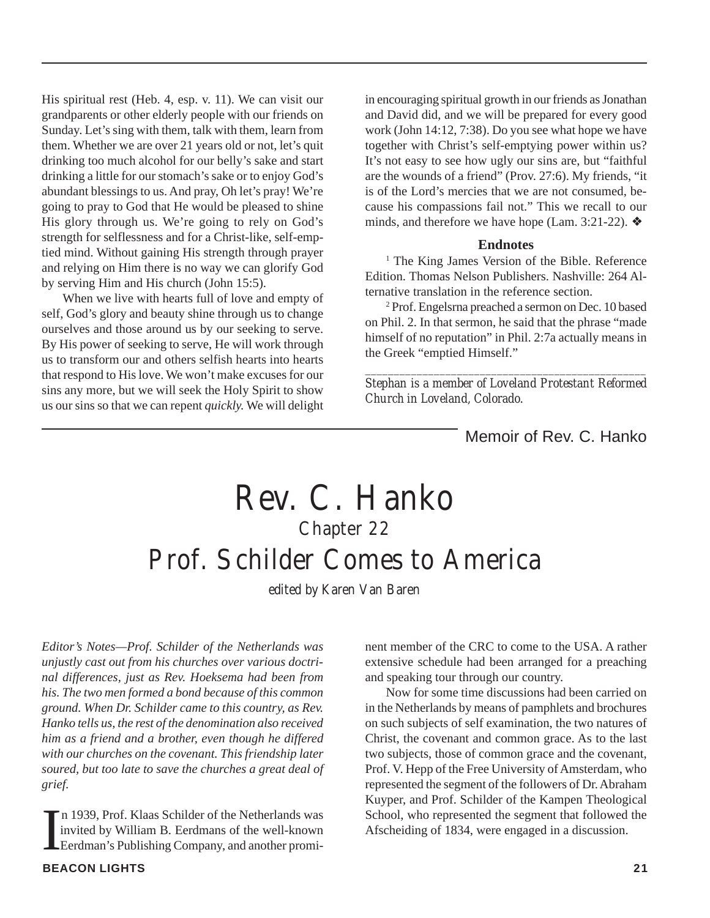His spiritual rest (Heb. 4, esp. v. 11). We can visit our grandparents or other elderly people with our friends on Sunday. Let's sing with them, talk with them, learn from them. Whether we are over 21 years old or not, let's quit drinking too much alcohol for our belly's sake and start drinking a little for our stomach's sake or to enjoy God's abundant blessings to us. And pray, Oh let's pray! We're going to pray to God that He would be pleased to shine His glory through us. We're going to rely on God's strength for selflessness and for a Christ-like, self-emptied mind. Without gaining His strength through prayer and relying on Him there is no way we can glorify God by serving Him and His church (John 15:5).

When we live with hearts full of love and empty of self, God's glory and beauty shine through us to change ourselves and those around us by our seeking to serve. By His power of seeking to serve, He will work through us to transform our and others selfish hearts into hearts that respond to His love. We won't make excuses for our sins any more, but we will seek the Holy Spirit to show us our sins so that we can repent *quickly.* We will delight in encouraging spiritual growth in our friends as Jonathan and David did, and we will be prepared for every good work (John 14:12, 7:38). Do you see what hope we have together with Christ's self-emptying power within us? It's not easy to see how ugly our sins are, but "faithful are the wounds of a friend" (Prov. 27:6). My friends, "it is of the Lord's mercies that we are not consumed, because his compassions fail not." This we recall to our minds, and therefore we have hope (Lam. 3:21-22). ❖

**Endnotes**

[1] The King James Version of the Bible. Reference Edition. Thomas Nelson Publishers. Nashville: 264 Alternative translation in the reference section.

[2] Prof. Engelsrna preached a sermon on Dec. 10 based on Phil. 2. In that sermon, he said that the phrase "made himself of no reputation" in Phil. 2:7a actually means in the Greek "emptied Himself."

---

*Stephan is a member of Loveland Protestant Reformed Church in Loveland, Colorado.*

Memoir of Rev. C. Hanko

# Rev. C. Hanko

## Chapter 22

## Prof. Schilder Comes to America

*edited by Karen Van Baren*

*Editor's Notes—Prof. Schilder of the Netherlands was unjustly cast out from his churches over various doctrinal differences, just as Rev. Hoeksema had been from his. The two men formed a bond because of this common ground. When Dr. Schilder came to this country, as Rev. Hanko tells us, the rest of the denomination also received him as a friend and a brother, even though he differed with our churches on the covenant. This friendship later soured, but too late to save the churches a great deal of grief.*

In 1939, Prof. Klaas Schilder of the Netherlands was invited by William B. Eerdmans of the well-known Eerdman's Publishing Company, and another prominent member of the CRC to come to the USA. A rather extensive schedule had been arranged for a preaching and speaking tour through our country.

Now for some time discussions had been carried on in the Netherlands by means of pamphlets and brochures on such subjects of self examination, the two natures of Christ, the covenant and common grace. As to the last two subjects, those of common grace and the covenant, Prof. V. Hepp of the Free University of Amsterdam, who represented the segment of the followers of Dr. Abraham Kuyper, and Prof. Schilder of the Kampen Theological School, who represented the segment that followed the Afscheiding of 1834, were engaged in a discussion.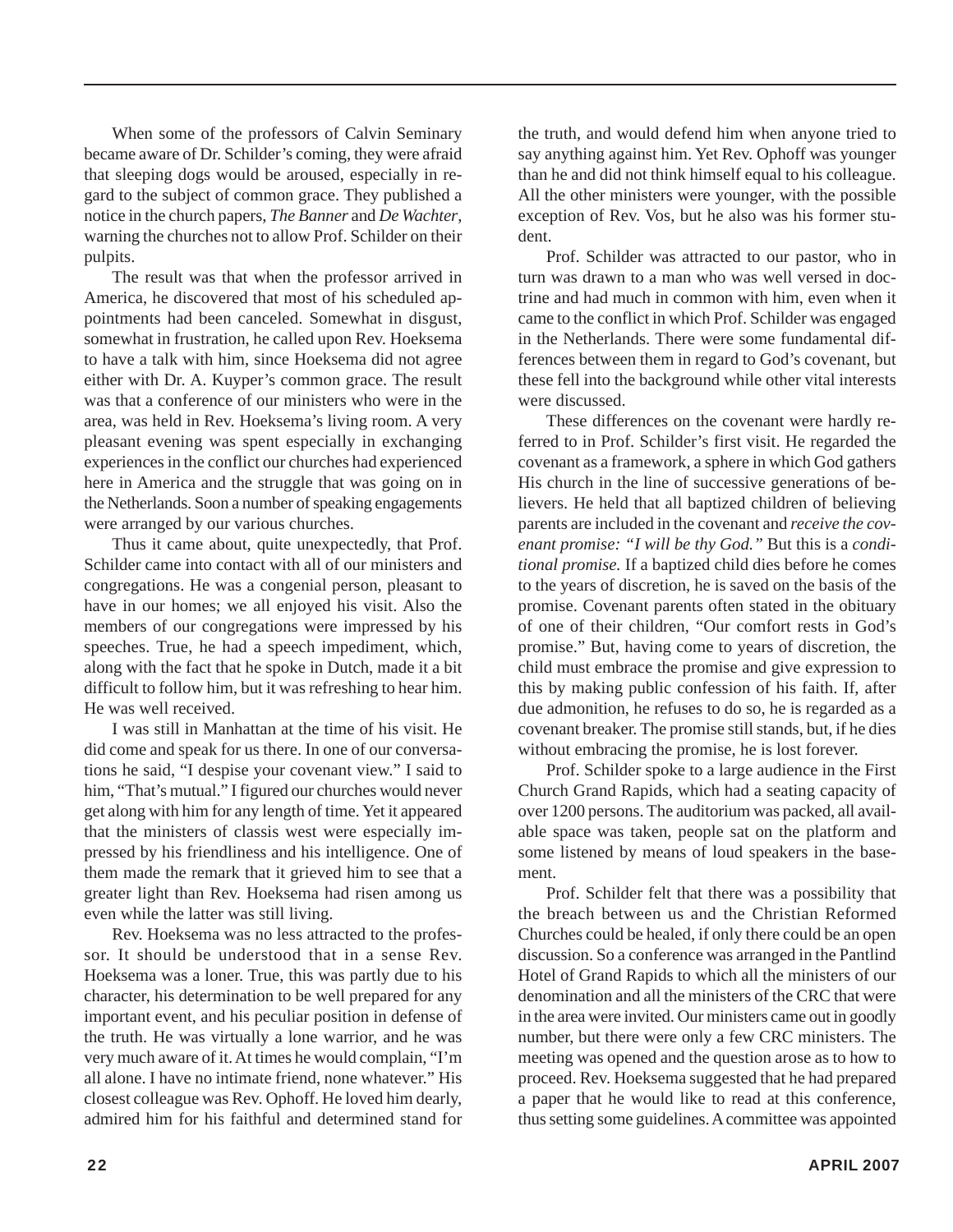When some of the professors of Calvin Seminary became aware of Dr. Schilder's coming, they were afraid that sleeping dogs would be aroused, especially in regard to the subject of common grace. They published a notice in the church papers, *The Banner* and *De Wachter*, warning the churches not to allow Prof. Schilder on their pulpits.

The result was that when the professor arrived in America, he discovered that most of his scheduled appointments had been canceled. Somewhat in disgust, somewhat in frustration, he called upon Rev. Hoeksema to have a talk with him, since Hoeksema did not agree either with Dr. A. Kuyper's common grace. The result was that a conference of our ministers who were in the area, was held in Rev. Hoeksema's living room. A very pleasant evening was spent especially in exchanging experiences in the conflict our churches had experienced here in America and the struggle that was going on in the Netherlands. Soon a number of speaking engagements were arranged by our various churches.

Thus it came about, quite unexpectedly, that Prof. Schilder came into contact with all of our ministers and congregations. He was a congenial person, pleasant to have in our homes; we all enjoyed his visit. Also the members of our congregations were impressed by his speeches. True, he had a speech impediment, which, along with the fact that he spoke in Dutch, made it a bit difficult to follow him, but it was refreshing to hear him. He was well received.

I was still in Manhattan at the time of his visit. He did come and speak for us there. In one of our conversations he said, "I despise your covenant view." I said to him, "That's mutual." I figured our churches would never get along with him for any length of time. Yet it appeared that the ministers of classis west were especially impressed by his friendliness and his intelligence. One of them made the remark that it grieved him to see that a greater light than Rev. Hoeksema had risen among us even while the latter was still living.

Rev. Hoeksema was no less attracted to the professor. It should be understood that in a sense Rev. Hoeksema was a loner. True, this was partly due to his character, his determination to be well prepared for any important event, and his peculiar position in defense of the truth. He was virtually a lone warrior, and he was very much aware of it. At times he would complain, "I'm all alone. I have no intimate friend, none whatever." His closest colleague was Rev. Ophoff. He loved him dearly, admired him for his faithful and determined stand for the truth, and would defend him when anyone tried to say anything against him. Yet Rev. Ophoff was younger than he and did not think himself equal to his colleague. All the other ministers were younger, with the possible exception of Rev. Vos, but he also was his former student.

Prof. Schilder was attracted to our pastor, who in turn was drawn to a man who was well versed in doctrine and had much in common with him, even when it came to the conflict in which Prof. Schilder was engaged in the Netherlands. There were some fundamental differences between them in regard to God's covenant, but these fell into the background while other vital interests were discussed.

These differences on the covenant were hardly referred to in Prof. Schilder's first visit. He regarded the covenant as a framework, a sphere in which God gathers His church in the line of successive generations of believers. He held that all baptized children of believing parents are included in the covenant and *receive the covenant promise: "I will be thy God."* But this is a *conditional promise.* If a baptized child dies before he comes to the years of discretion, he is saved on the basis of the promise. Covenant parents often stated in the obituary of one of their children, "Our comfort rests in God's promise." But, having come to years of discretion, the child must embrace the promise and give expression to this by making public confession of his faith. If, after due admonition, he refuses to do so, he is regarded as a covenant breaker. The promise still stands, but, if he dies without embracing the promise, he is lost forever.

Prof. Schilder spoke to a large audience in the First Church Grand Rapids, which had a seating capacity of over 1200 persons. The auditorium was packed, all available space was taken, people sat on the platform and some listened by means of loud speakers in the basement.

Prof. Schilder felt that there was a possibility that the breach between us and the Christian Reformed Churches could be healed, if only there could be an open discussion. So a conference was arranged in the Pantlind Hotel of Grand Rapids to which all the ministers of our denomination and all the ministers of the CRC that were in the area were invited. Our ministers came out in goodly number, but there were only a few CRC ministers. The meeting was opened and the question arose as to how to proceed. Rev. Hoeksema suggested that he had prepared a paper that he would like to read at this conference, thus setting some guidelines. A committee was appointed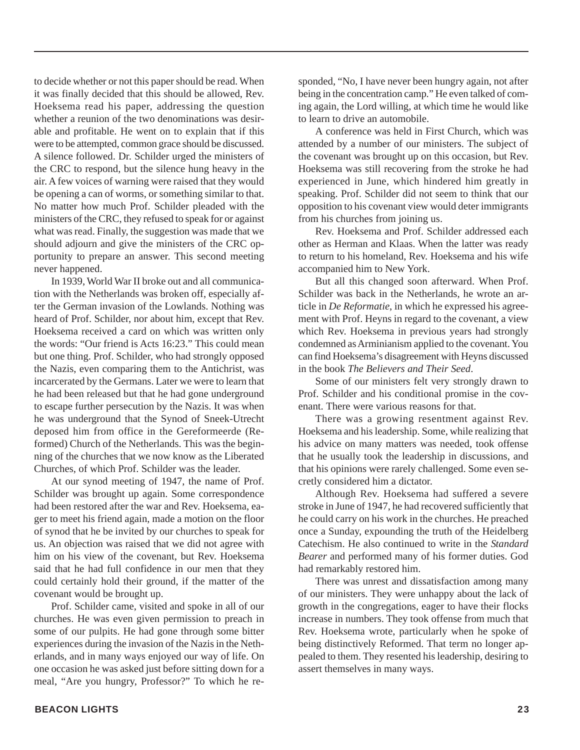to decide whether or not this paper should be read. When it was finally decided that this should be allowed, Rev. Hoeksema read his paper, addressing the question whether a reunion of the two denominations was desirable and profitable. He went on to explain that if this were to be attempted, common grace should be discussed. A silence followed. Dr. Schilder urged the ministers of the CRC to respond, but the silence hung heavy in the air. A few voices of warning were raised that they would be opening a can of worms, or something similar to that. No matter how much Prof. Schilder pleaded with the ministers of the CRC, they refused to speak for or against what was read. Finally, the suggestion was made that we should adjourn and give the ministers of the CRC opportunity to prepare an answer. This second meeting never happened.

In 1939, World War II broke out and all communication with the Netherlands was broken off, especially after the German invasion of the Lowlands. Nothing was heard of Prof. Schilder, nor about him, except that Rev. Hoeksema received a card on which was written only the words: "Our friend is Acts 16:23." This could mean but one thing. Prof. Schilder, who had strongly opposed the Nazis, even comparing them to the Antichrist, was incarcerated by the Germans. Later we were to learn that he had been released but that he had gone underground to escape further persecution by the Nazis. It was when he was underground that the Synod of Sneek-Utrecht deposed him from office in the Gereformeerde (Reformed) Church of the Netherlands. This was the beginning of the churches that we now know as the Liberated Churches, of which Prof. Schilder was the leader.

At our synod meeting of 1947, the name of Prof. Schilder was brought up again. Some correspondence had been restored after the war and Rev. Hoeksema, eager to meet his friend again, made a motion on the floor of synod that he be invited by our churches to speak for us. An objection was raised that we did not agree with him on his view of the covenant, but Rev. Hoeksema said that he had full confidence in our men that they could certainly hold their ground, if the matter of the covenant would be brought up.

Prof. Schilder came, visited and spoke in all of our churches. He was even given permission to preach in some of our pulpits. He had gone through some bitter experiences during the invasion of the Nazis in the Netherlands, and in many ways enjoyed our way of life. On one occasion he was asked just before sitting down for a meal, "Are you hungry, Professor?" To which he responded, "No, I have never been hungry again, not after being in the concentration camp." He even talked of coming again, the Lord willing, at which time he would like to learn to drive an automobile.

A conference was held in First Church, which was attended by a number of our ministers. The subject of the covenant was brought up on this occasion, but Rev. Hoeksema was still recovering from the stroke he had experienced in June, which hindered him greatly in speaking. Prof. Schilder did not seem to think that our opposition to his covenant view would deter immigrants from his churches from joining us.

Rev. Hoeksema and Prof. Schilder addressed each other as Herman and Klaas. When the latter was ready to return to his homeland, Rev. Hoeksema and his wife accompanied him to New York.

But all this changed soon afterward. When Prof. Schilder was back in the Netherlands, he wrote an article in *De Reformatie*, in which he expressed his agreement with Prof. Heyns in regard to the covenant, a view which Rev. Hoeksema in previous years had strongly condemned as Arminianism applied to the covenant. You can find Hoeksema's disagreement with Heyns discussed in the book *The Believers and Their Seed*.

Some of our ministers felt very strongly drawn to Prof. Schilder and his conditional promise in the covenant. There were various reasons for that.

There was a growing resentment against Rev. Hoeksema and his leadership. Some, while realizing that his advice on many matters was needed, took offense that he usually took the leadership in discussions, and that his opinions were rarely challenged. Some even secretly considered him a dictator.

Although Rev. Hoeksema had suffered a severe stroke in June of 1947, he had recovered sufficiently that he could carry on his work in the churches. He preached once a Sunday, expounding the truth of the Heidelberg Catechism. He also continued to write in the *Standard Bearer* and performed many of his former duties. God had remarkably restored him.

There was unrest and dissatisfaction among many of our ministers. They were unhappy about the lack of growth in the congregations, eager to have their flocks increase in numbers. They took offense from much that Rev. Hoeksema wrote, particularly when he spoke of being distinctively Reformed. That term no longer appealed to them. They resented his leadership, desiring to assert themselves in many ways.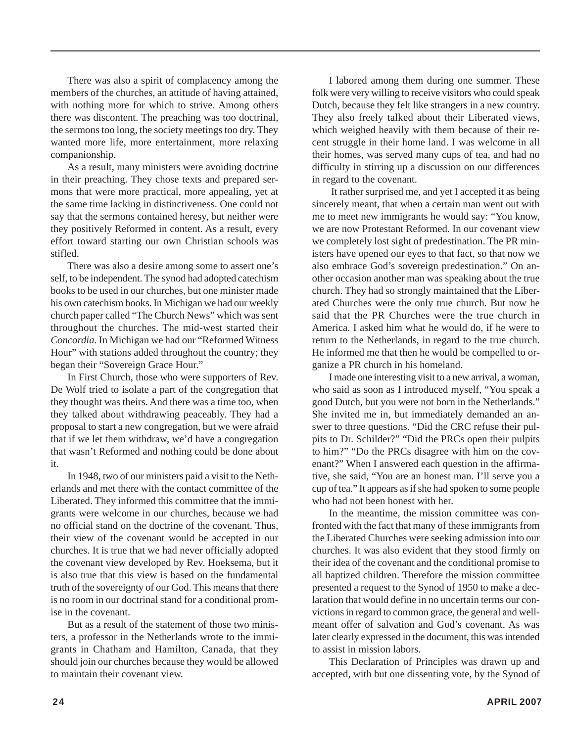There was also a spirit of complacency among the members of the churches, an attitude of having attained, with nothing more for which to strive. Among others there was discontent. The preaching was too doctrinal, the sermons too long, the society meetings too dry. They wanted more life, more entertainment, more relaxing companionship.

As a result, many ministers were avoiding doctrine in their preaching. They chose texts and prepared sermons that were more practical, more appealing, yet at the same time lacking in distinctiveness. One could not say that the sermons contained heresy, but neither were they positively Reformed in content. As a result, every effort toward starting our own Christian schools was stifled.

There was also a desire among some to assert one's self, to be independent. The synod had adopted catechism books to be used in our churches, but one minister made his own catechism books. In Michigan we had our weekly church paper called "The Church News" which was sent throughout the churches. The mid-west started their *Concordia*. In Michigan we had our "Reformed Witness Hour" with stations added throughout the country; they began their "Sovereign Grace Hour."

In First Church, those who were supporters of Rev. De Wolf tried to isolate a part of the congregation that they thought was theirs. And there was a time too, when they talked about withdrawing peaceably. They had a proposal to start a new congregation, but we were afraid that if we let them withdraw, we'd have a congregation that wasn't Reformed and nothing could be done about it.

In 1948, two of our ministers paid a visit to the Netherlands and met there with the contact committee of the Liberated. They informed this committee that the immigrants were welcome in our churches, because we had no official stand on the doctrine of the covenant. Thus, their view of the covenant would be accepted in our churches. It is true that we had never officially adopted the covenant view developed by Rev. Hoeksema, but it is also true that this view is based on the fundamental truth of the sovereignty of our God. This means that there is no room in our doctrinal stand for a conditional promise in the covenant.

But as a result of the statement of those two ministers, a professor in the Netherlands wrote to the immigrants in Chatham and Hamilton, Canada, that they should join our churches because they would be allowed to maintain their covenant view.

I labored among them during one summer. These folk were very willing to receive visitors who could speak Dutch, because they felt like strangers in a new country. They also freely talked about their Liberated views, which weighed heavily with them because of their recent struggle in their home land. I was welcome in all their homes, was served many cups of tea, and had no difficulty in stirring up a discussion on our differences in regard to the covenant.

It rather surprised me, and yet I accepted it as being sincerely meant, that when a certain man went out with me to meet new immigrants he would say: "You know, we are now Protestant Reformed. In our covenant view we completely lost sight of predestination. The PR ministers have opened our eyes to that fact, so that now we also embrace God's sovereign predestination." On another occasion another man was speaking about the true church. They had so strongly maintained that the Liberated Churches were the only true church. But now he said that the PR Churches were the true church in America. I asked him what he would do, if he were to return to the Netherlands, in regard to the true church. He informed me that then he would be compelled to organize a PR church in his homeland.

I made one interesting visit to a new arrival, a woman, who said as soon as I introduced myself, "You speak a good Dutch, but you were not born in the Netherlands." She invited me in, but immediately demanded an answer to three questions. "Did the CRC refuse their pulpits to Dr. Schilder?" "Did the PRCs open their pulpits to him?" "Do the PRCs disagree with him on the covenant?" When I answered each question in the affirmative, she said, "You are an honest man. I'll serve you a cup of tea." It appears as if she had spoken to some people who had not been honest with her.

In the meantime, the mission committee was confronted with the fact that many of these immigrants from the Liberated Churches were seeking admission into our churches. It was also evident that they stood firmly on their idea of the covenant and the conditional promise to all baptized children. Therefore the mission committee presented a request to the Synod of 1950 to make a declaration that would define in no uncertain terms our convictions in regard to common grace, the general and well-meant offer of salvation and God's covenant. As was later clearly expressed in the document, this was intended to assist in mission labors.

This Declaration of Principles was drawn up and accepted, with but one dissenting vote, by the Synod of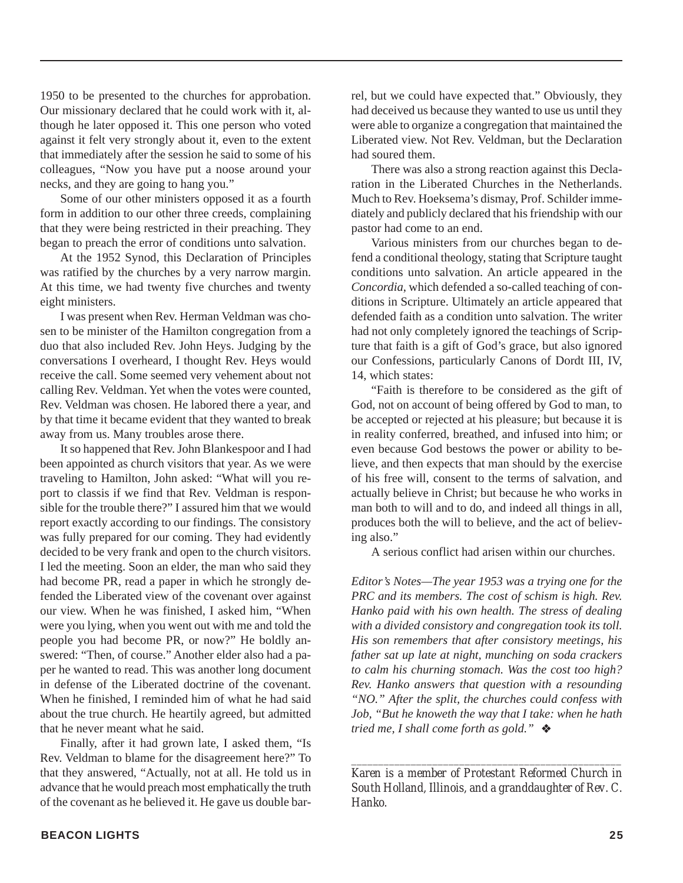1950 to be presented to the churches for approbation. Our missionary declared that he could work with it, although he later opposed it. This one person who voted against it felt very strongly about it, even to the extent that immediately after the session he said to some of his colleagues, "Now you have put a noose around your necks, and they are going to hang you."

Some of our other ministers opposed it as a fourth form in addition to our other three creeds, complaining that they were being restricted in their preaching. They began to preach the error of conditions unto salvation.

At the 1952 Synod, this Declaration of Principles was ratified by the churches by a very narrow margin. At this time, we had twenty five churches and twenty eight ministers.

I was present when Rev. Herman Veldman was chosen to be minister of the Hamilton congregation from a duo that also included Rev. John Heys. Judging by the conversations I overheard, I thought Rev. Heys would receive the call. Some seemed very vehement about not calling Rev. Veldman. Yet when the votes were counted, Rev. Veldman was chosen. He labored there a year, and by that time it became evident that they wanted to break away from us. Many troubles arose there.

It so happened that Rev. John Blankespoor and I had been appointed as church visitors that year. As we were traveling to Hamilton, John asked: "What will you report to classis if we find that Rev. Veldman is responsible for the trouble there?" I assured him that we would report exactly according to our findings. The consistory was fully prepared for our coming. They had evidently decided to be very frank and open to the church visitors. I led the meeting. Soon an elder, the man who said they had become PR, read a paper in which he strongly defended the Liberated view of the covenant over against our view. When he was finished, I asked him, "When were you lying, when you went out with me and told the people you had become PR, or now?" He boldly answered: "Then, of course." Another elder also had a paper he wanted to read. This was another long document in defense of the Liberated doctrine of the covenant. When he finished, I reminded him of what he had said about the true church. He heartily agreed, but admitted that he never meant what he said.

Finally, after it had grown late, I asked them, "Is Rev. Veldman to blame for the disagreement here?" To that they answered, "Actually, not at all. He told us in advance that he would preach most emphatically the truth of the covenant as he believed it. He gave us double barrel, but we could have expected that." Obviously, they had deceived us because they wanted to use us until they were able to organize a congregation that maintained the Liberated view. Not Rev. Veldman, but the Declaration had soured them.

There was also a strong reaction against this Declaration in the Liberated Churches in the Netherlands. Much to Rev. Hoeksema's dismay, Prof. Schilder immediately and publicly declared that his friendship with our pastor had come to an end.

Various ministers from our churches began to defend a conditional theology, stating that Scripture taught conditions unto salvation. An article appeared in the *Concordia*, which defended a so-called teaching of conditions in Scripture. Ultimately an article appeared that defended faith as a condition unto salvation. The writer had not only completely ignored the teachings of Scripture that faith is a gift of God's grace, but also ignored our Confessions, particularly Canons of Dordt III, IV, 14, which states:

"Faith is therefore to be considered as the gift of God, not on account of being offered by God to man, to be accepted or rejected at his pleasure; but because it is in reality conferred, breathed, and infused into him; or even because God bestows the power or ability to believe, and then expects that man should by the exercise of his free will, consent to the terms of salvation, and actually believe in Christ; but because he who works in man both to will and to do, and indeed all things in all, produces both the will to believe, and the act of believing also."

A serious conflict had arisen within our churches.

*Editor's Notes—The year 1953 was a trying one for the PRC and its members. The cost of schism is high. Rev. Hanko paid with his own health. The stress of dealing with a divided consistory and congregation took its toll. His son remembers that after consistory meetings, his father sat up late at night, munching on soda crackers to calm his churning stomach. Was the cost too high? Rev. Hanko answers that question with a resounding "NO." After the split, the churches could confess with Job, "But he knoweth the way that I take: when he hath tried me, I shall come forth as gold."* ❖

---

*Karen is a member of Protestant Reformed Church in South Holland, Illinois, and a granddaughter of Rev. C. Hanko.*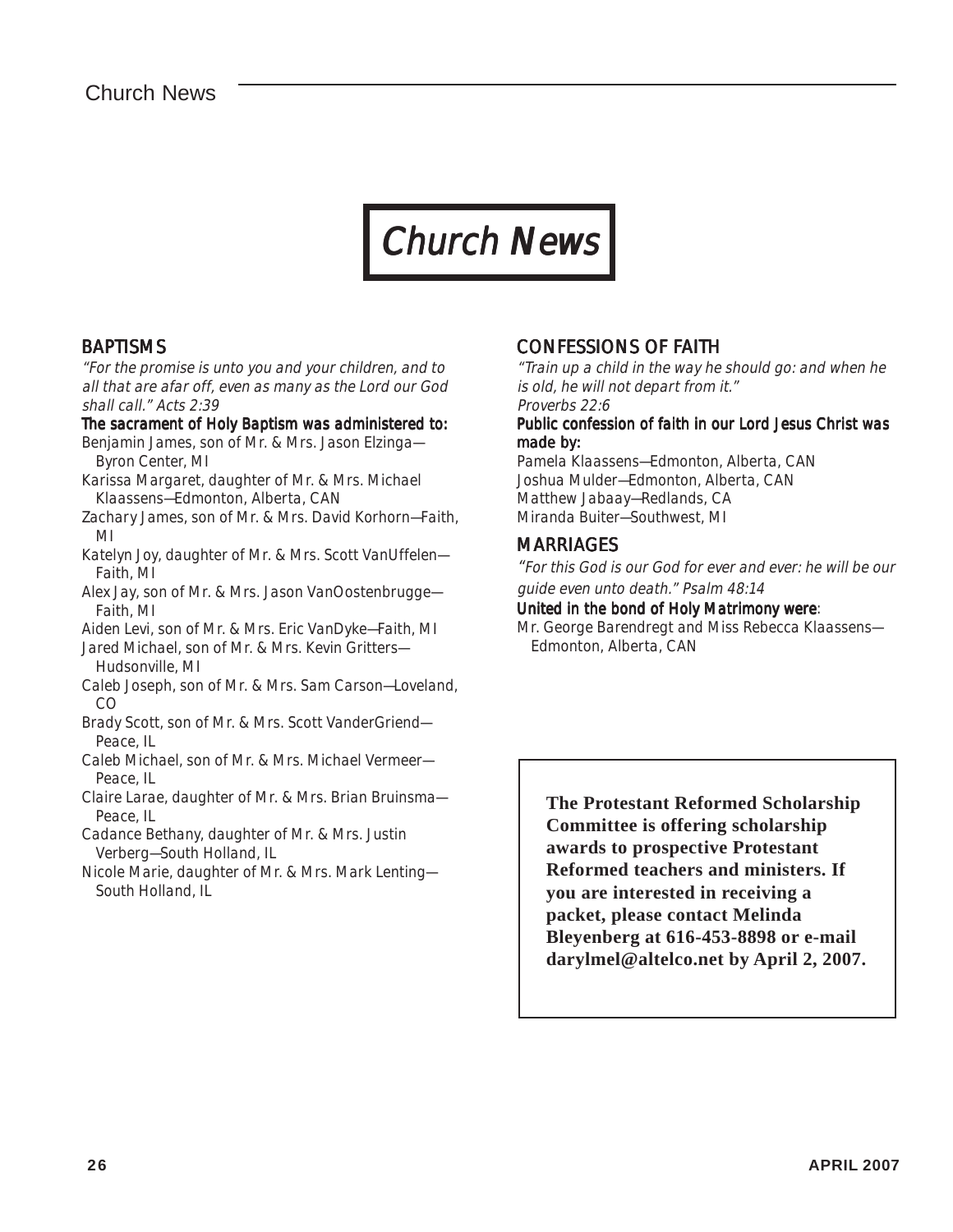# Church News

## BAPTISMS

*"For the promise is unto you and your children, and to all that are afar off, even as many as the Lord our God shall call." Acts 2:39*

**The sacrament of Holy Baptism was administered to:**

Benjamin James, son of Mr. & Mrs. Jason Elzinga—Byron Center, MI

Karissa Margaret, daughter of Mr. & Mrs. Michael Klaassens—Edmonton, Alberta, CAN

Zachary James, son of Mr. & Mrs. David Korhorn—Faith, MI

Katelyn Joy, daughter of Mr. & Mrs. Scott VanUffelen—Faith, MI

Alex Jay, son of Mr. & Mrs. Jason VanOostenbrugge—Faith, MI

Aiden Levi, son of Mr. & Mrs. Eric VanDyke—Faith, MI

Jared Michael, son of Mr. & Mrs. Kevin Gritters—Hudsonville, MI

Caleb Joseph, son of Mr. & Mrs. Sam Carson—Loveland, CO

Brady Scott, son of Mr. & Mrs. Scott VanderGriend—Peace, IL

Caleb Michael, son of Mr. & Mrs. Michael Vermeer—Peace, IL

Claire Larae, daughter of Mr. & Mrs. Brian Bruinsma—Peace, IL

Cadance Bethany, daughter of Mr. & Mrs. Justin Verberg—South Holland, IL

Nicole Marie, daughter of Mr. & Mrs. Mark Lenting—South Holland, IL

## CONFESSIONS OF FAITH

*"Train up a child in the way he should go: and when he is old, he will not depart from it." Proverbs 22:6*

**Public confession of faith in our Lord Jesus Christ was made by:**

Pamela Klaassens—Edmonton, Alberta, CAN

Joshua Mulder—Edmonton, Alberta, CAN

Matthew Jabaay—Redlands, CA

Miranda Buiter—Southwest, MI

## MARRIAGES

*"For this God is our God for ever and ever: he will be our guide even unto death." Psalm 48:14*

**United in the bond of Holy Matrimony were**:

Mr. George Barendregt and Miss Rebecca Klaassens—Edmonton, Alberta, CAN

**The Protestant Reformed Scholarship Committee is offering scholarship awards to prospective Protestant Reformed teachers and ministers. If you are interested in receiving a packet, please contact Melinda Bleyenberg at 616-453-8898 or e-mail darylmel@altelco.net by April 2, 2007.**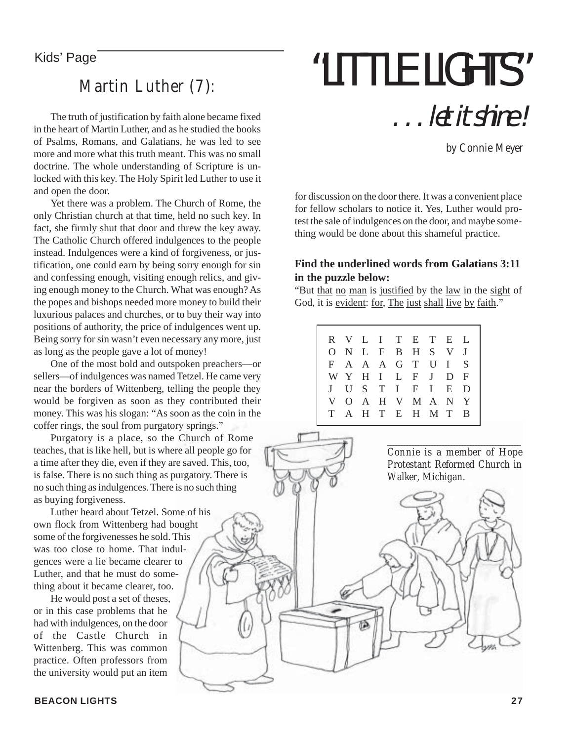Kids' Page

# "LITTLE LIGHTS" . . . let it shine!

*by Connie Meyer*

## Martin Luther (7):

The truth of justification by faith alone became fixed in the heart of Martin Luther, and as he studied the books of Psalms, Romans, and Galatians, he was led to see more and more what this truth meant. This was no small doctrine. The whole understanding of Scripture is unlocked with this key. The Holy Spirit led Luther to use it and open the door.

Yet there was a problem. The Church of Rome, the only Christian church at that time, held no such key. In fact, she firmly shut that door and threw the key away. The Catholic Church offered indulgences to the people instead. Indulgences were a kind of forgiveness, or justification, one could earn by being sorry enough for sin and confessing enough, visiting enough relics, and giving enough money to the Church. What was enough? As the popes and bishops needed more money to build their luxurious palaces and churches, or to buy their way into positions of authority, the price of indulgences went up. Being sorry for sin wasn't even necessary any more, just as long as the people gave a lot of money!

One of the most bold and outspoken preachers—or sellers—of indulgences was named Tetzel. He came very near the borders of Wittenberg, telling the people they would be forgiven as soon as they contributed their money. This was his slogan: "As soon as the coin in the coffer rings, the soul from purgatory springs."

Purgatory is a place, so the Church of Rome teaches, that is like hell, but is where all people go for a time after they die, even if they are saved. This, too, is false. There is no such thing as purgatory. There is no such thing as indulgences. There is no such thing as buying forgiveness.

Luther heard about Tetzel. Some of his own flock from Wittenberg had bought some of the forgivenesses he sold. This was too close to home. That indulgences were a lie became clearer to Luther, and that he must do something about it became clearer, too.

He would post a set of theses, or in this case problems that he had with indulgences, on the door of the Castle Church in Wittenberg. This was common practice. Often professors from the university would put an item for discussion on the door there. It was a convenient place for fellow scholars to notice it. Yes, Luther would protest the sale of indulgences on the door, and maybe something would be done about this shameful practice.

**Find the underlined words from Galatians 3:11 in the puzzle below:**

"But that no man is justified by the law in the sight of God, it is evident: for, The just shall live by faith."

```
R V L I T E T E L
O N L F B H S V J
F A A A G T U I S
W Y H I L F J D F
J U S T I F I E D
V O A H V M A N Y
T A H T E H M T B
```

*Connie is a member of Hope Protestant Reformed Church in Walker, Michigan.*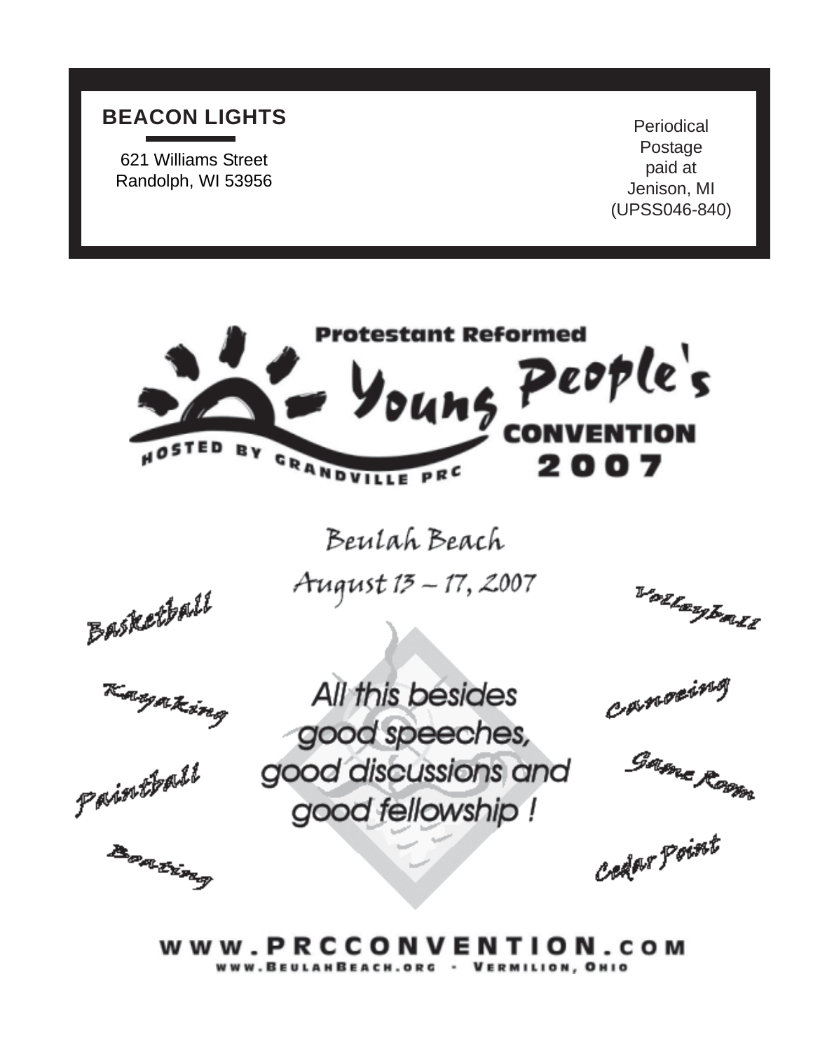**BEACON LIGHTS**

621 Williams Street
Randolph, WI 53956

Periodical
Postage
paid at
Jenison, MI
(UPSS046-840)

Protestant Reformed

# Young People's CONVENTION 2007

HOSTED BY GRANDVILLE PRC

Beulah Beach

August 13 – 17, 2007

Basketball

Volleyball

Kayaking

Canoeing

Paintball

Game Room

Boating

Cedar Point

All this besides good speeches, good discussions and good fellowship !

WWW.PRCCONVENTION.COM

WWW.BEULAHBEACH.ORG - VERMILION, OHIO